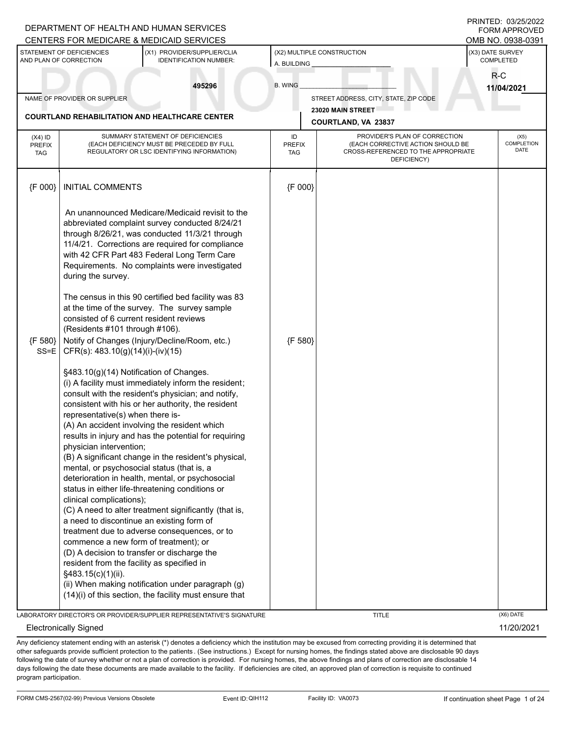DEPARTMENT OF HEALTH AND HUMAN SERVICES
CENTERS FOR MEDICARE & MEDICAID SERVICES

PRINTED: 03/25/2022
FORM APPROVED
OMB NO. 0938-0391

| STATEMENT OF DEFICIENCIES AND PLAN OF CORRECTION | (X1) PROVIDER/SUPPLIER/CLIA IDENTIFICATION NUMBER: | (X2) MULTIPLE CONSTRUCTION | (X3) DATE SURVEY COMPLETED |
|---|---|---|---|
| | 495296 | A. BUILDING ______ B. WING ______ | R-C 11/04/2021 |

| NAME OF PROVIDER OR SUPPLIER | STREET ADDRESS, CITY, STATE, ZIP CODE |
|---|---|
| COURTLAND REHABILITATION AND HEALTHCARE CENTER | 23020 MAIN STREET COURTLAND, VA 23837 |

| (X4) ID PREFIX TAG | SUMMARY STATEMENT OF DEFICIENCIES (EACH DEFICIENCY MUST BE PRECEDED BY FULL REGULATORY OR LSC IDENTIFYING INFORMATION) | ID PREFIX TAG | PROVIDER'S PLAN OF CORRECTION (EACH CORRECTIVE ACTION SHOULD BE CROSS-REFERENCED TO THE APPROPRIATE DEFICIENCY) | (X5) COMPLETION DATE |
|---|---|---|---|---|
| {F 000} | INITIAL COMMENTS | {F 000} | | |
| | An unannounced Medicare/Medicaid revisit to the abbreviated complaint survey conducted 8/24/21 through 8/26/21, was conducted 11/3/21 through 11/4/21. Corrections are required for compliance with 42 CFR Part 483 Federal Long Term Care Requirements. No complaints were investigated during the survey.<br><br>The census in this 90 certified bed facility was 83 at the time of the survey. The survey sample consisted of 6 current resident reviews (Residents #101 through #106). | | | |
| {F 580} SS=E | Notify of Changes (Injury/Decline/Room, etc.) CFR(s): 483.10(g)(14)(i)-(iv)(15)<br><br>§483.10(g)(14) Notification of Changes.<br>(i) A facility must immediately inform the resident; consult with the resident's physician; and notify, consistent with his or her authority, the resident representative(s) when there is-<br>(A) An accident involving the resident which results in injury and has the potential for requiring physician intervention;<br>(B) A significant change in the resident's physical, mental, or psychosocial status (that is, a deterioration in health, mental, or psychosocial status in either life-threatening conditions or clinical complications);<br>(C) A need to alter treatment significantly (that is, a need to discontinue an existing form of treatment due to adverse consequences, or to commence a new form of treatment); or<br>(D) A decision to transfer or discharge the resident from the facility as specified in §483.15(c)(1)(ii).<br>(ii) When making notification under paragraph (g)(14)(i) of this section, the facility must ensure that | {F 580} | | |

LABORATORY DIRECTOR'S OR PROVIDER/SUPPLIER REPRESENTATIVE'S SIGNATURE: Electronically Signed
TITLE:
(X6) DATE: 11/20/2021

Any deficiency statement ending with an asterisk (*) denotes a deficiency which the institution may be excused from correcting providing it is determined that other safeguards provide sufficient protection to the patients. (See instructions.) Except for nursing homes, the findings stated above are disclosable 90 days following the date of survey whether or not a plan of correction is provided. For nursing homes, the above findings and plans of correction are disclosable 14 days following the date these documents are made available to the facility. If deficiencies are cited, an approved plan of correction is requisite to continued program participation.

FORM CMS-2567(02-99) Previous Versions Obsolete | Event ID: QIH112 | Facility ID: VA0073 | If continuation sheet Page 1 of 24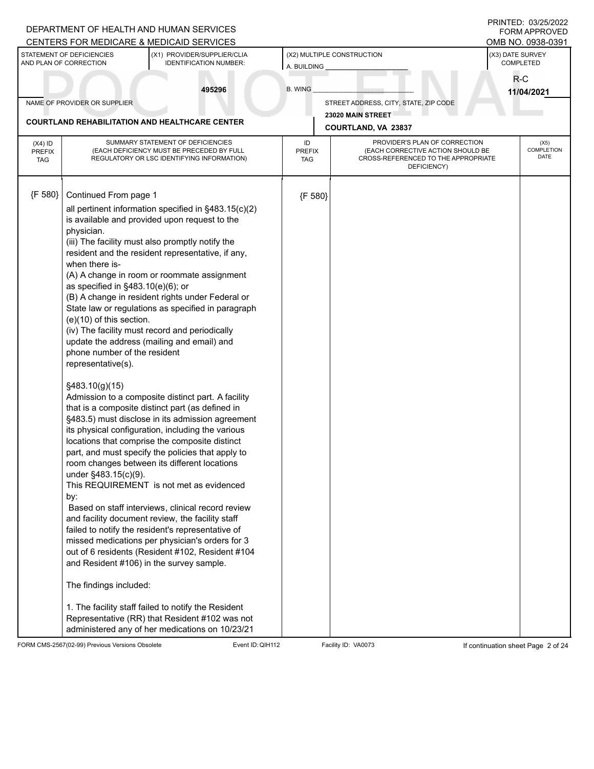DEPARTMENT OF HEALTH AND HUMAN SERVICES
CENTERS FOR MEDICARE & MEDICAID SERVICES

PRINTED: 03/25/2022
FORM APPROVED
OMB NO. 0938-0391

| STATEMENT OF DEFICIENCIES AND PLAN OF CORRECTION | (X1) PROVIDER/SUPPLIER/CLIA IDENTIFICATION NUMBER: | (X2) MULTIPLE CONSTRUCTION | (X3) DATE SURVEY COMPLETED |
|---|---|---|---|
| | 495296 | A. BUILDING ______ B. WING ______ | R-C 11/04/2021 |

| NAME OF PROVIDER OR SUPPLIER | STREET ADDRESS, CITY, STATE, ZIP CODE |
|---|---|
| COURTLAND REHABILITATION AND HEALTHCARE CENTER | 23020 MAIN STREET COURTLAND, VA 23837 |

| (X4) ID PREFIX TAG | SUMMARY STATEMENT OF DEFICIENCIES (EACH DEFICIENCY MUST BE PRECEDED BY FULL REGULATORY OR LSC IDENTIFYING INFORMATION) | ID PREFIX TAG | PROVIDER'S PLAN OF CORRECTION (EACH CORRECTIVE ACTION SHOULD BE CROSS-REFERENCED TO THE APPROPRIATE DEFICIENCY) | (X5) COMPLETION DATE |
|---|---|---|---|---|
| {F 580} | Continued From page 1 | {F 580} | | |

all pertinent information specified in §483.15(c)(2) is available and provided upon request to the physician.
(iii) The facility must also promptly notify the resident and the resident representative, if any, when there is-
(A) A change in room or roommate assignment as specified in §483.10(e)(6); or
(B) A change in resident rights under Federal or State law or regulations as specified in paragraph (e)(10) of this section.
(iv) The facility must record and periodically update the address (mailing and email) and phone number of the resident representative(s).

§483.10(g)(15)
Admission to a composite distinct part. A facility that is a composite distinct part (as defined in §483.5) must disclose in its admission agreement its physical configuration, including the various locations that comprise the composite distinct part, and must specify the policies that apply to room changes between its different locations under §483.15(c)(9).
This REQUIREMENT is not met as evidenced by:
Based on staff interviews, clinical record review and facility document review, the facility staff failed to notify the resident's representative of missed medications per physician's orders for 3 out of 6 residents (Resident #102, Resident #104 and Resident #106) in the survey sample.

The findings included:

1. The facility staff failed to notify the Resident Representative (RR) that Resident #102 was not administered any of her medications on 10/23/21

FORM CMS-2567(02-99) Previous Versions Obsolete | Event ID: QIH112 | Facility ID: VA0073 | If continuation sheet Page 2 of 24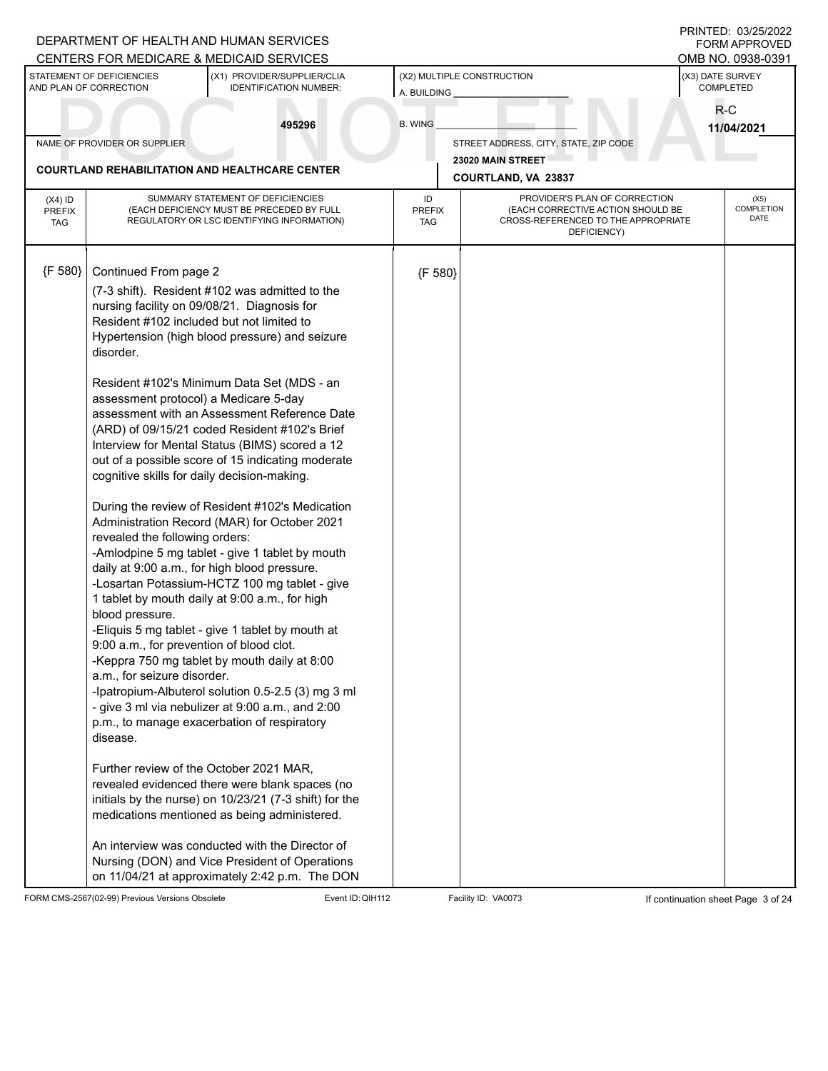DEPARTMENT OF HEALTH AND HUMAN SERVICES
CENTERS FOR MEDICARE & MEDICAID SERVICES

PRINTED: 03/25/2022
FORM APPROVED
OMB NO. 0938-0391

| STATEMENT OF DEFICIENCIES AND PLAN OF CORRECTION | (X1) PROVIDER/SUPPLIER/CLIA IDENTIFICATION NUMBER: | (X2) MULTIPLE CONSTRUCTION | (X3) DATE SURVEY COMPLETED |
|---|---|---|---|
| | 495296 | A. BUILDING ______ B. WING ______ | R-C 11/04/2021 |

| NAME OF PROVIDER OR SUPPLIER | STREET ADDRESS, CITY, STATE, ZIP CODE |
|---|---|
| COURTLAND REHABILITATION AND HEALTHCARE CENTER | 23020 MAIN STREET COURTLAND, VA 23837 |

| (X4) ID PREFIX TAG | SUMMARY STATEMENT OF DEFICIENCIES (EACH DEFICIENCY MUST BE PRECEDED BY FULL REGULATORY OR LSC IDENTIFYING INFORMATION) | ID PREFIX TAG | PROVIDER'S PLAN OF CORRECTION (EACH CORRECTIVE ACTION SHOULD BE CROSS-REFERENCED TO THE APPROPRIATE DEFICIENCY) | (X5) COMPLETION DATE |
|---|---|---|---|---|
| {F 580} | Continued From page 2 | {F 580} | | |

(7-3 shift). Resident #102 was admitted to the nursing facility on 09/08/21. Diagnosis for Resident #102 included but not limited to Hypertension (high blood pressure) and seizure disorder.

Resident #102's Minimum Data Set (MDS - an assessment protocol) a Medicare 5-day assessment with an Assessment Reference Date (ARD) of 09/15/21 coded Resident #102's Brief Interview for Mental Status (BIMS) scored a 12 out of a possible score of 15 indicating moderate cognitive skills for daily decision-making.

During the review of Resident #102's Medication Administration Record (MAR) for October 2021 revealed the following orders:
-Amlodpine 5 mg tablet - give 1 tablet by mouth daily at 9:00 a.m., for high blood pressure.
-Losartan Potassium-HCTZ 100 mg tablet - give 1 tablet by mouth daily at 9:00 a.m., for high blood pressure.
-Eliquis 5 mg tablet - give 1 tablet by mouth at 9:00 a.m., for prevention of blood clot.
-Keppra 750 mg tablet by mouth daily at 8:00 a.m., for seizure disorder.
-Ipatropium-Albuterol solution 0.5-2.5 (3) mg 3 ml - give 3 ml via nebulizer at 9:00 a.m., and 2:00 p.m., to manage exacerbation of respiratory disease.

Further review of the October 2021 MAR, revealed evidenced there were blank spaces (no initials by the nurse) on 10/23/21 (7-3 shift) for the medications mentioned as being administered.

An interview was conducted with the Director of Nursing (DON) and Vice President of Operations on 11/04/21 at approximately 2:42 p.m. The DON

FORM CMS-2567(02-99) Previous Versions Obsolete Event ID: QIH112 Facility ID: VA0073 If continuation sheet Page 3 of 24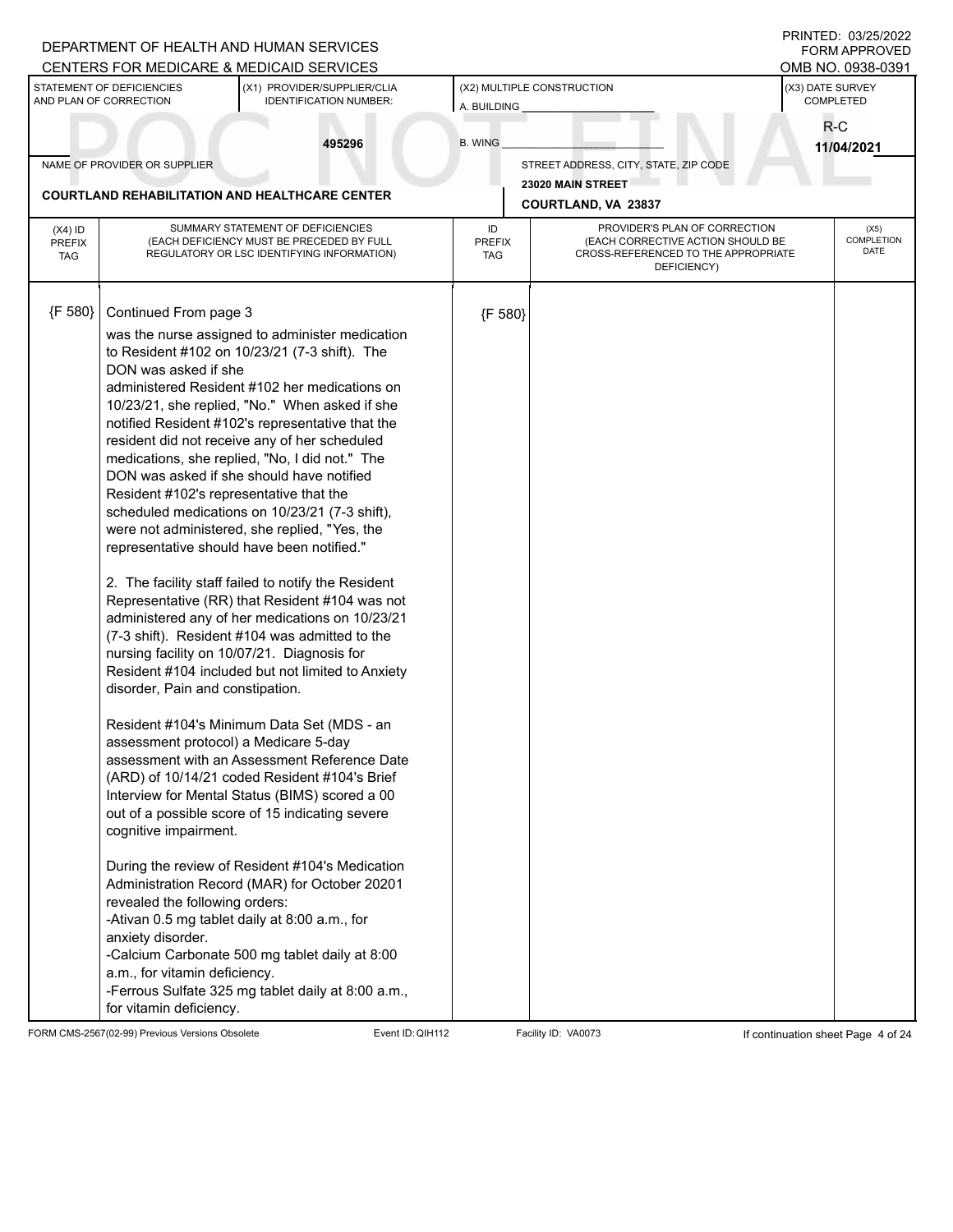DEPARTMENT OF HEALTH AND HUMAN SERVICES
CENTERS FOR MEDICARE & MEDICAID SERVICES

PRINTED: 03/25/2022
FORM APPROVED
OMB NO. 0938-0391

| STATEMENT OF DEFICIENCIES AND PLAN OF CORRECTION | (X1) PROVIDER/SUPPLIER/CLIA IDENTIFICATION NUMBER: | (X2) MULTIPLE CONSTRUCTION | (X3) DATE SURVEY COMPLETED |
|---|---|---|---|
| | 495296 | A. BUILDING ______ B. WING ______ | R-C 11/04/2021 |

| NAME OF PROVIDER OR SUPPLIER | STREET ADDRESS, CITY, STATE, ZIP CODE |
|---|---|
| COURTLAND REHABILITATION AND HEALTHCARE CENTER | 23020 MAIN STREET COURTLAND, VA 23837 |

| (X4) ID PREFIX TAG | SUMMARY STATEMENT OF DEFICIENCIES (EACH DEFICIENCY MUST BE PRECEDED BY FULL REGULATORY OR LSC IDENTIFYING INFORMATION) | ID PREFIX TAG | PROVIDER'S PLAN OF CORRECTION (EACH CORRECTIVE ACTION SHOULD BE CROSS-REFERENCED TO THE APPROPRIATE DEFICIENCY) | (X5) COMPLETION DATE |
|---|---|---|---|---|
| {F 580} | Continued From page 3 | {F 580} | | |

was the nurse assigned to administer medication to Resident #102 on 10/23/21 (7-3 shift). The DON was asked if she administered Resident #102 her medications on 10/23/21, she replied, "No." When asked if she notified Resident #102's representative that the resident did not receive any of her scheduled medications, she replied, "No, I did not." The DON was asked if she should have notified Resident #102's representative that the scheduled medications on 10/23/21 (7-3 shift), were not administered, she replied, "Yes, the representative should have been notified."

2. The facility staff failed to notify the Resident Representative (RR) that Resident #104 was not administered any of her medications on 10/23/21 (7-3 shift). Resident #104 was admitted to the nursing facility on 10/07/21. Diagnosis for Resident #104 included but not limited to Anxiety disorder, Pain and constipation.

Resident #104's Minimum Data Set (MDS - an assessment protocol) a Medicare 5-day assessment with an Assessment Reference Date (ARD) of 10/14/21 coded Resident #104's Brief Interview for Mental Status (BIMS) scored a 00 out of a possible score of 15 indicating severe cognitive impairment.

During the review of Resident #104's Medication Administration Record (MAR) for October 20201 revealed the following orders:
-Ativan 0.5 mg tablet daily at 8:00 a.m., for anxiety disorder.
-Calcium Carbonate 500 mg tablet daily at 8:00 a.m., for vitamin deficiency.
-Ferrous Sulfate 325 mg tablet daily at 8:00 a.m., for vitamin deficiency.

FORM CMS-2567(02-99) Previous Versions Obsolete | Event ID: QIH112 | Facility ID: VA0073 | If continuation sheet Page 4 of 24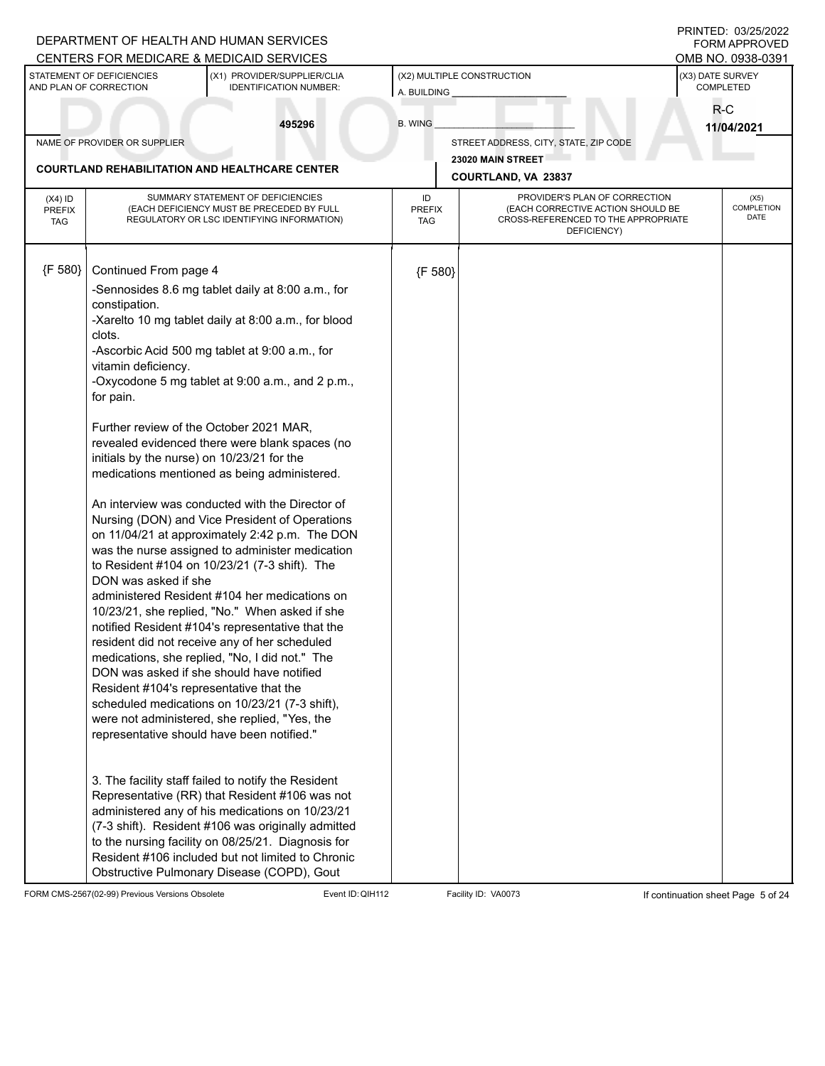DEPARTMENT OF HEALTH AND HUMAN SERVICES
CENTERS FOR MEDICARE & MEDICAID SERVICES

PRINTED: 03/25/2022
FORM APPROVED
OMB NO. 0938-0391

| STATEMENT OF DEFICIENCIES AND PLAN OF CORRECTION | (X1) PROVIDER/SUPPLIER/CLIA IDENTIFICATION NUMBER: | (X2) MULTIPLE CONSTRUCTION | (X3) DATE SURVEY COMPLETED |
|---|---|---|---|
| | 495296 | A. BUILDING ______ B. WING ______ | R-C 11/04/2021 |

| NAME OF PROVIDER OR SUPPLIER | STREET ADDRESS, CITY, STATE, ZIP CODE |
|---|---|
| COURTLAND REHABILITATION AND HEALTHCARE CENTER | 23020 MAIN STREET COURTLAND, VA 23837 |

| (X4) ID PREFIX TAG | SUMMARY STATEMENT OF DEFICIENCIES (EACH DEFICIENCY MUST BE PRECEDED BY FULL REGULATORY OR LSC IDENTIFYING INFORMATION) | ID PREFIX TAG | PROVIDER'S PLAN OF CORRECTION (EACH CORRECTIVE ACTION SHOULD BE CROSS-REFERENCED TO THE APPROPRIATE DEFICIENCY) | (X5) COMPLETION DATE |
|---|---|---|---|---|
| {F 580} | Continued From page 4 | {F 580} | | |

-Sennosides 8.6 mg tablet daily at 8:00 a.m., for constipation.
-Xarelto 10 mg tablet daily at 8:00 a.m., for blood clots.
-Ascorbic Acid 500 mg tablet at 9:00 a.m., for vitamin deficiency.
-Oxycodone 5 mg tablet at 9:00 a.m., and 2 p.m., for pain.

Further review of the October 2021 MAR, revealed evidenced there were blank spaces (no initials by the nurse) on 10/23/21 for the medications mentioned as being administered.

An interview was conducted with the Director of Nursing (DON) and Vice President of Operations on 11/04/21 at approximately 2:42 p.m. The DON was the nurse assigned to administer medication to Resident #104 on 10/23/21 (7-3 shift). The DON was asked if she administered Resident #104 her medications on 10/23/21, she replied, "No." When asked if she notified Resident #104's representative that the resident did not receive any of her scheduled medications, she replied, "No, I did not." The DON was asked if she should have notified Resident #104's representative that the scheduled medications on 10/23/21 (7-3 shift), were not administered, she replied, "Yes, the representative should have been notified."

3. The facility staff failed to notify the Resident Representative (RR) that Resident #106 was not administered any of his medications on 10/23/21 (7-3 shift). Resident #106 was originally admitted to the nursing facility on 08/25/21. Diagnosis for Resident #106 included but not limited to Chronic Obstructive Pulmonary Disease (COPD), Gout

FORM CMS-2567(02-99) Previous Versions Obsolete Event ID: QIH112 Facility ID: VA0073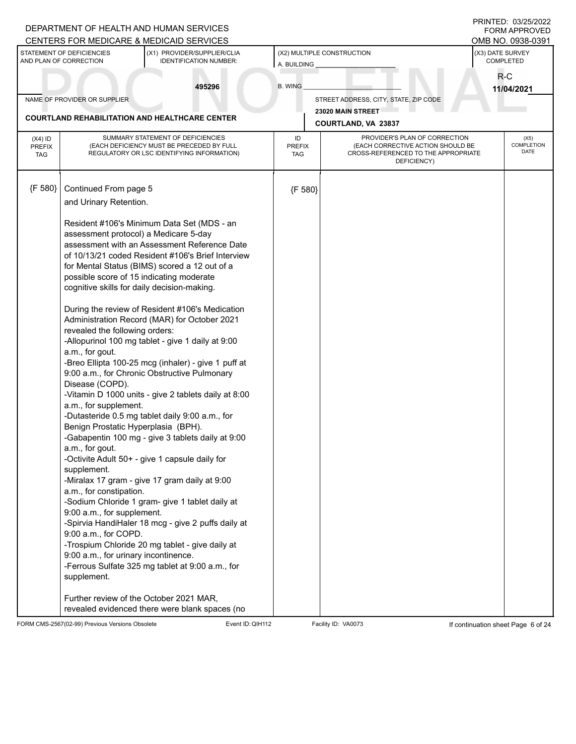DEPARTMENT OF HEALTH AND HUMAN SERVICES
CENTERS FOR MEDICARE & MEDICAID SERVICES

PRINTED: 03/25/2022
FORM APPROVED
OMB NO. 0938-0391

| STATEMENT OF DEFICIENCIES AND PLAN OF CORRECTION | (X1) PROVIDER/SUPPLIER/CLIA IDENTIFICATION NUMBER: | (X2) MULTIPLE CONSTRUCTION | (X3) DATE SURVEY COMPLETED |
|---|---|---|---|
| | 495296 | A. BUILDING ______ B. WING ______ | R-C 11/04/2021 |

| NAME OF PROVIDER OR SUPPLIER | STREET ADDRESS, CITY, STATE, ZIP CODE |
|---|---|
| COURTLAND REHABILITATION AND HEALTHCARE CENTER | 23020 MAIN STREET COURTLAND, VA 23837 |

POC NOT FINAL

| (X4) ID PREFIX TAG | SUMMARY STATEMENT OF DEFICIENCIES (EACH DEFICIENCY MUST BE PRECEDED BY FULL REGULATORY OR LSC IDENTIFYING INFORMATION) | ID PREFIX TAG | PROVIDER'S PLAN OF CORRECTION (EACH CORRECTIVE ACTION SHOULD BE CROSS-REFERENCED TO THE APPROPRIATE DEFICIENCY) | (X5) COMPLETION DATE |
|---|---|---|---|---|
| {F 580} | Continued From page 5 | {F 580} | | |

and Urinary Retention.

Resident #106's Minimum Data Set (MDS - an assessment protocol) a Medicare 5-day assessment with an Assessment Reference Date of 10/13/21 coded Resident #106's Brief Interview for Mental Status (BIMS) scored a 12 out of a possible score of 15 indicating moderate cognitive skills for daily decision-making.

During the review of Resident #106's Medication Administration Record (MAR) for October 2021 revealed the following orders:
-Allopurinol 100 mg tablet - give 1 daily at 9:00 a.m., for gout.
-Breo Ellipta 100-25 mcg (inhaler) - give 1 puff at 9:00 a.m., for Chronic Obstructive Pulmonary Disease (COPD).
-Vitamin D 1000 units - give 2 tablets daily at 8:00 a.m., for supplement.
-Dutasteride 0.5 mg tablet daily 9:00 a.m., for Benign Prostatic Hyperplasia (BPH).
-Gabapentin 100 mg - give 3 tablets daily at 9:00 a.m., for gout.
-Octivite Adult 50+ - give 1 capsule daily for supplement.
-Miralax 17 gram - give 17 gram daily at 9:00 a.m., for constipation.
-Sodium Chloride 1 gram- give 1 tablet daily at 9:00 a.m., for supplement.
-Spirvia HandiHaler 18 mcg - give 2 puffs daily at 9:00 a.m., for COPD.
-Trospium Chloride 20 mg tablet - give daily at 9:00 a.m., for urinary incontinence.
-Ferrous Sulfate 325 mg tablet at 9:00 a.m., for supplement.

Further review of the October 2021 MAR, revealed evidenced there were blank spaces (no

FORM CMS-2567(02-99) Previous Versions Obsolete | Event ID: QIH112 | Facility ID: VA0073 | If continuation sheet Page 6 of 24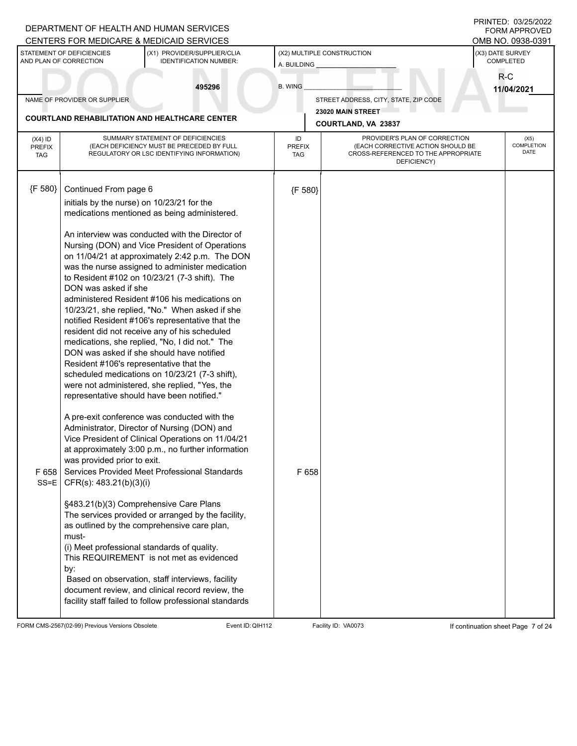DEPARTMENT OF HEALTH AND HUMAN SERVICES
CENTERS FOR MEDICARE & MEDICAID SERVICES

PRINTED: 03/25/2022
FORM APPROVED
OMB NO. 0938-0391

| STATEMENT OF DEFICIENCIES AND PLAN OF CORRECTION | (X1) PROVIDER/SUPPLIER/CLIA IDENTIFICATION NUMBER: | (X2) MULTIPLE CONSTRUCTION | (X3) DATE SURVEY COMPLETED |
|---|---|---|---|
| | 495296 | A. BUILDING ______ B. WING ______ | R-C 11/04/2021 |

| NAME OF PROVIDER OR SUPPLIER | STREET ADDRESS, CITY, STATE, ZIP CODE |
|---|---|
| COURTLAND REHABILITATION AND HEALTHCARE CENTER | 23020 MAIN STREET COURTLAND, VA 23837 |

| (X4) ID PREFIX TAG | SUMMARY STATEMENT OF DEFICIENCIES (EACH DEFICIENCY MUST BE PRECEDED BY FULL REGULATORY OR LSC IDENTIFYING INFORMATION) | ID PREFIX TAG | PROVIDER'S PLAN OF CORRECTION (EACH CORRECTIVE ACTION SHOULD BE CROSS-REFERENCED TO THE APPROPRIATE DEFICIENCY) | (X5) COMPLETION DATE |
|---|---|---|---|---|
| {F 580} | Continued From page 6<br>initials by the nurse) on 10/23/21 for the medications mentioned as being administered.<br><br>An interview was conducted with the Director of Nursing (DON) and Vice President of Operations on 11/04/21 at approximately 2:42 p.m. The DON was the nurse assigned to administer medication to Resident #102 on 10/23/21 (7-3 shift). The DON was asked if she administered Resident #106 his medications on 10/23/21, she replied, "No." When asked if she notified Resident #106's representative that the resident did not receive any of his scheduled medications, she replied, "No, I did not." The DON was asked if she should have notified Resident #106's representative that the scheduled medications on 10/23/21 (7-3 shift), were not administered, she replied, "Yes, the representative should have been notified."<br><br>A pre-exit conference was conducted with the Administrator, Director of Nursing (DON) and Vice President of Clinical Operations on 11/04/21 at approximately 3:00 p.m., no further information was provided prior to exit. | {F 580} | | |
| F 658 SS=E | Services Provided Meet Professional Standards<br>CFR(s): 483.21(b)(3)(i)<br><br>§483.21(b)(3) Comprehensive Care Plans<br>The services provided or arranged by the facility, as outlined by the comprehensive care plan, must-<br>(i) Meet professional standards of quality.<br>This REQUIREMENT is not met as evidenced by:<br>Based on observation, staff interviews, facility document review, and clinical record review, the facility staff failed to follow professional standards | F 658 | | |

FORM CMS-2567(02-99) Previous Versions Obsolete Event ID: QIH112 Facility ID: VA0073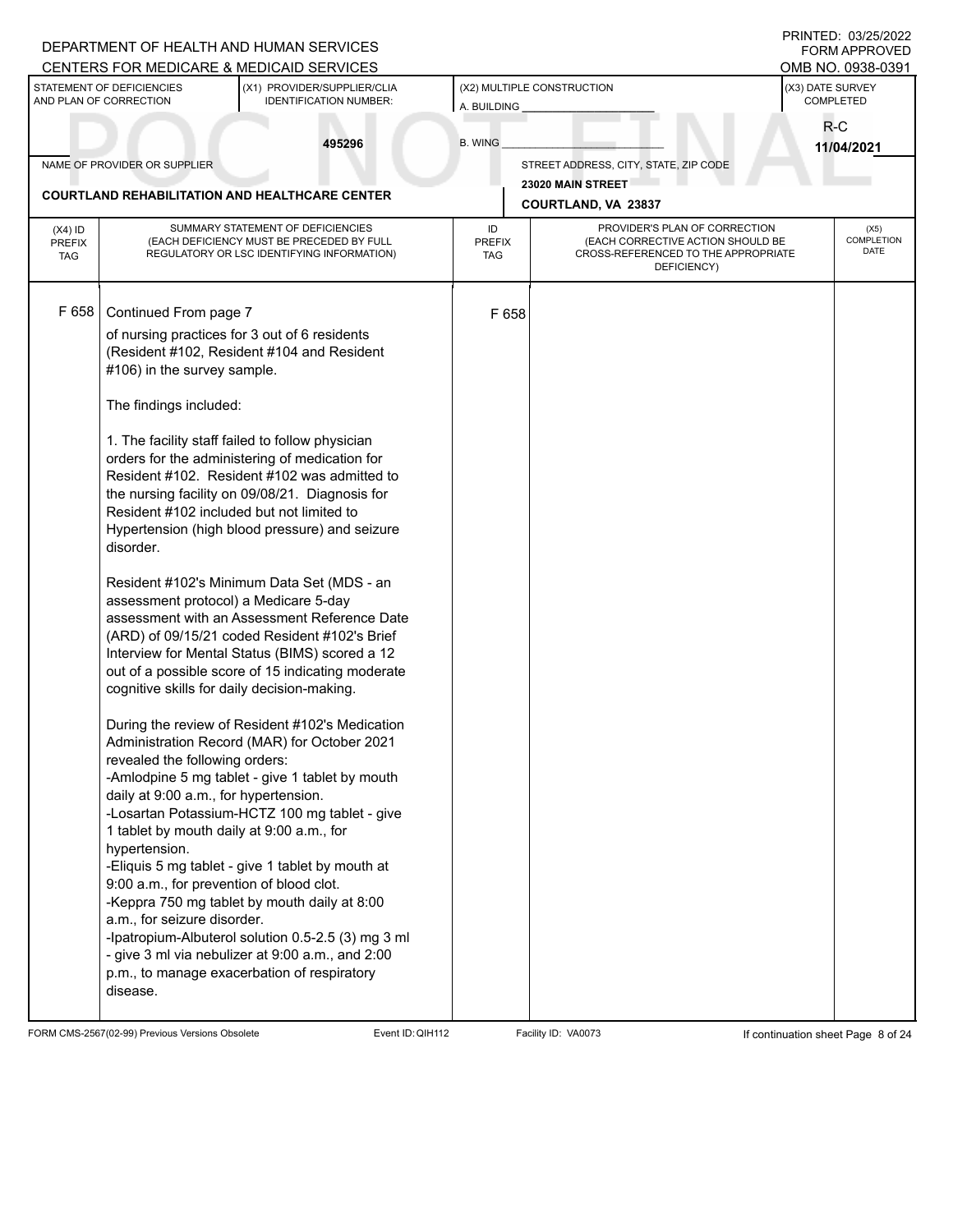DEPARTMENT OF HEALTH AND HUMAN SERVICES
CENTERS FOR MEDICARE & MEDICAID SERVICES

PRINTED: 03/25/2022
FORM APPROVED
OMB NO. 0938-0391

| STATEMENT OF DEFICIENCIES AND PLAN OF CORRECTION | (X1) PROVIDER/SUPPLIER/CLIA IDENTIFICATION NUMBER: | (X2) MULTIPLE CONSTRUCTION | (X3) DATE SURVEY COMPLETED |
|---|---|---|---|
| | 495296 | A. BUILDING ______ B. WING ______ | R-C 11/04/2021 |

| NAME OF PROVIDER OR SUPPLIER | STREET ADDRESS, CITY, STATE, ZIP CODE |
|---|---|
| COURTLAND REHABILITATION AND HEALTHCARE CENTER | 23020 MAIN STREET COURTLAND, VA 23837 |

| (X4) ID PREFIX TAG | SUMMARY STATEMENT OF DEFICIENCIES (EACH DEFICIENCY MUST BE PRECEDED BY FULL REGULATORY OR LSC IDENTIFYING INFORMATION) | ID PREFIX TAG | PROVIDER'S PLAN OF CORRECTION (EACH CORRECTIVE ACTION SHOULD BE CROSS-REFERENCED TO THE APPROPRIATE DEFICIENCY) | (X5) COMPLETION DATE |
|---|---|---|---|---|
| F 658 | Continued From page 7 | F 658 | | |

of nursing practices for 3 out of 6 residents (Resident #102, Resident #104 and Resident #106) in the survey sample.

The findings included:

1. The facility staff failed to follow physician orders for the administering of medication for Resident #102. Resident #102 was admitted to the nursing facility on 09/08/21. Diagnosis for Resident #102 included but not limited to Hypertension (high blood pressure) and seizure disorder.

Resident #102's Minimum Data Set (MDS - an assessment protocol) a Medicare 5-day assessment with an Assessment Reference Date (ARD) of 09/15/21 coded Resident #102's Brief Interview for Mental Status (BIMS) scored a 12 out of a possible score of 15 indicating moderate cognitive skills for daily decision-making.

During the review of Resident #102's Medication Administration Record (MAR) for October 2021 revealed the following orders:
-Amlodpine 5 mg tablet - give 1 tablet by mouth daily at 9:00 a.m., for hypertension.
-Losartan Potassium-HCTZ 100 mg tablet - give 1 tablet by mouth daily at 9:00 a.m., for hypertension.
-Eliquis 5 mg tablet - give 1 tablet by mouth at 9:00 a.m., for prevention of blood clot.
-Keppra 750 mg tablet by mouth daily at 8:00 a.m., for seizure disorder.
-Ipatropium-Albuterol solution 0.5-2.5 (3) mg 3 ml - give 3 ml via nebulizer at 9:00 a.m., and 2:00 p.m., to manage exacerbation of respiratory disease.

FORM CMS-2567(02-99) Previous Versions Obsolete Event ID: QIH112 Facility ID: VA0073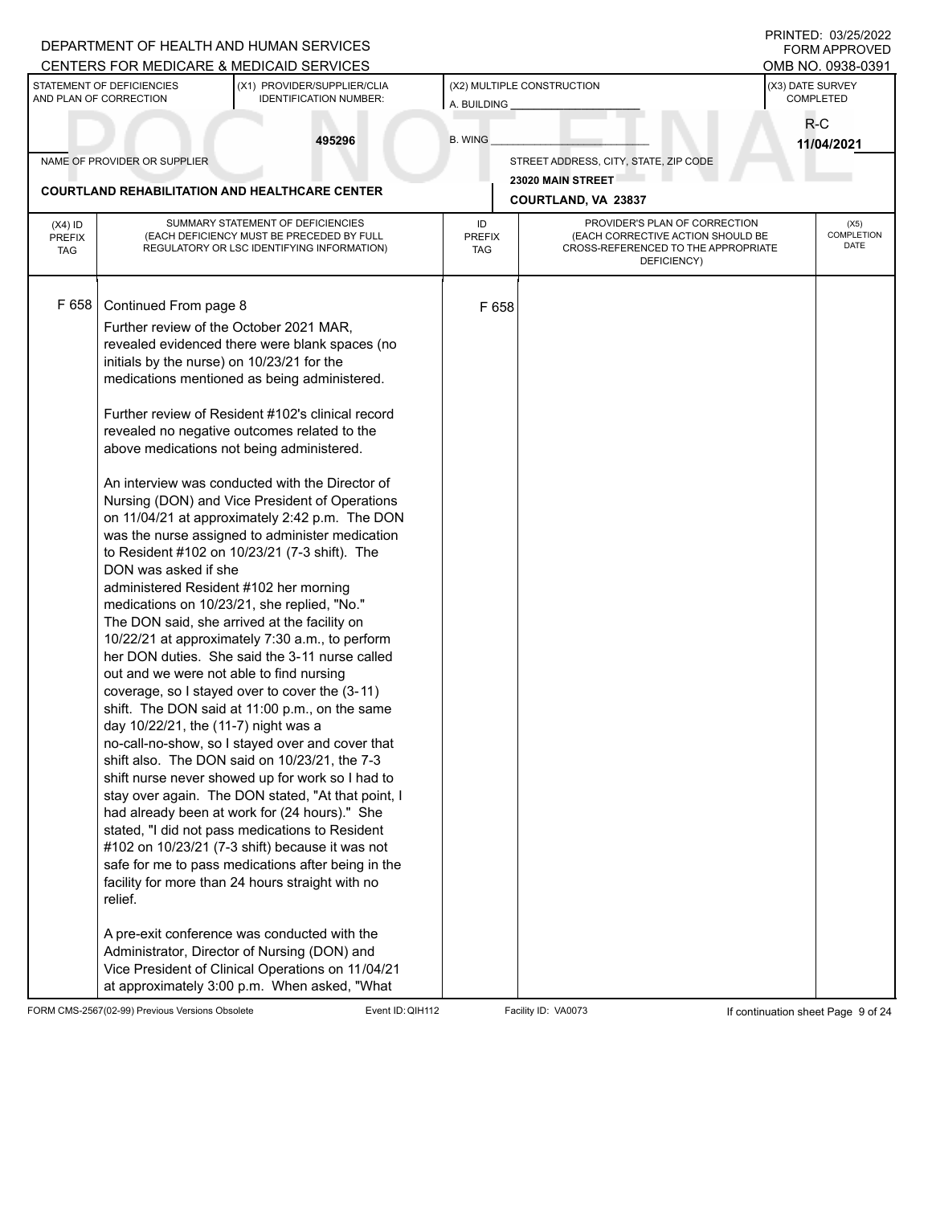DEPARTMENT OF HEALTH AND HUMAN SERVICES
CENTERS FOR MEDICARE & MEDICAID SERVICES

PRINTED: 03/25/2022
FORM APPROVED
OMB NO. 0938-0391

| STATEMENT OF DEFICIENCIES AND PLAN OF CORRECTION | (X1) PROVIDER/SUPPLIER/CLIA IDENTIFICATION NUMBER: | (X2) MULTIPLE CONSTRUCTION | (X3) DATE SURVEY COMPLETED |
|---|---|---|---|
| | 495296 | A. BUILDING ______ B. WING ______ | R-C 11/04/2021 |

| NAME OF PROVIDER OR SUPPLIER | STREET ADDRESS, CITY, STATE, ZIP CODE |
|---|---|
| COURTLAND REHABILITATION AND HEALTHCARE CENTER | 23020 MAIN STREET COURTLAND, VA 23837 |

| (X4) ID PREFIX TAG | SUMMARY STATEMENT OF DEFICIENCIES (EACH DEFICIENCY MUST BE PRECEDED BY FULL REGULATORY OR LSC IDENTIFYING INFORMATION) | ID PREFIX TAG | PROVIDER'S PLAN OF CORRECTION (EACH CORRECTIVE ACTION SHOULD BE CROSS-REFERENCED TO THE APPROPRIATE DEFICIENCY) | (X5) COMPLETION DATE |
|---|---|---|---|---|
| F 658 | Continued From page 8 | F 658 | | |

Further review of the October 2021 MAR, revealed evidenced there were blank spaces (no initials by the nurse) on 10/23/21 for the medications mentioned as being administered.

Further review of Resident #102's clinical record revealed no negative outcomes related to the above medications not being administered.

An interview was conducted with the Director of Nursing (DON) and Vice President of Operations on 11/04/21 at approximately 2:42 p.m. The DON was the nurse assigned to administer medication to Resident #102 on 10/23/21 (7-3 shift). The DON was asked if she administered Resident #102 her morning medications on 10/23/21, she replied, "No." The DON said, she arrived at the facility on 10/22/21 at approximately 7:30 a.m., to perform her DON duties. She said the 3-11 nurse called out and we were not able to find nursing coverage, so I stayed over to cover the (3-11) shift. The DON said at 11:00 p.m., on the same day 10/22/21, the (11-7) night was a no-call-no-show, so I stayed over and cover that shift also. The DON said on 10/23/21, the 7-3 shift nurse never showed up for work so I had to stay over again. The DON stated, "At that point, I had already been at work for (24 hours)." She stated, "I did not pass medications to Resident #102 on 10/23/21 (7-3 shift) because it was not safe for me to pass medications after being in the facility for more than 24 hours straight with no relief.

A pre-exit conference was conducted with the Administrator, Director of Nursing (DON) and Vice President of Clinical Operations on 11/04/21 at approximately 3:00 p.m. When asked, "What

FORM CMS-2567(02-99) Previous Versions Obsolete Event ID: QIH112 Facility ID: VA0073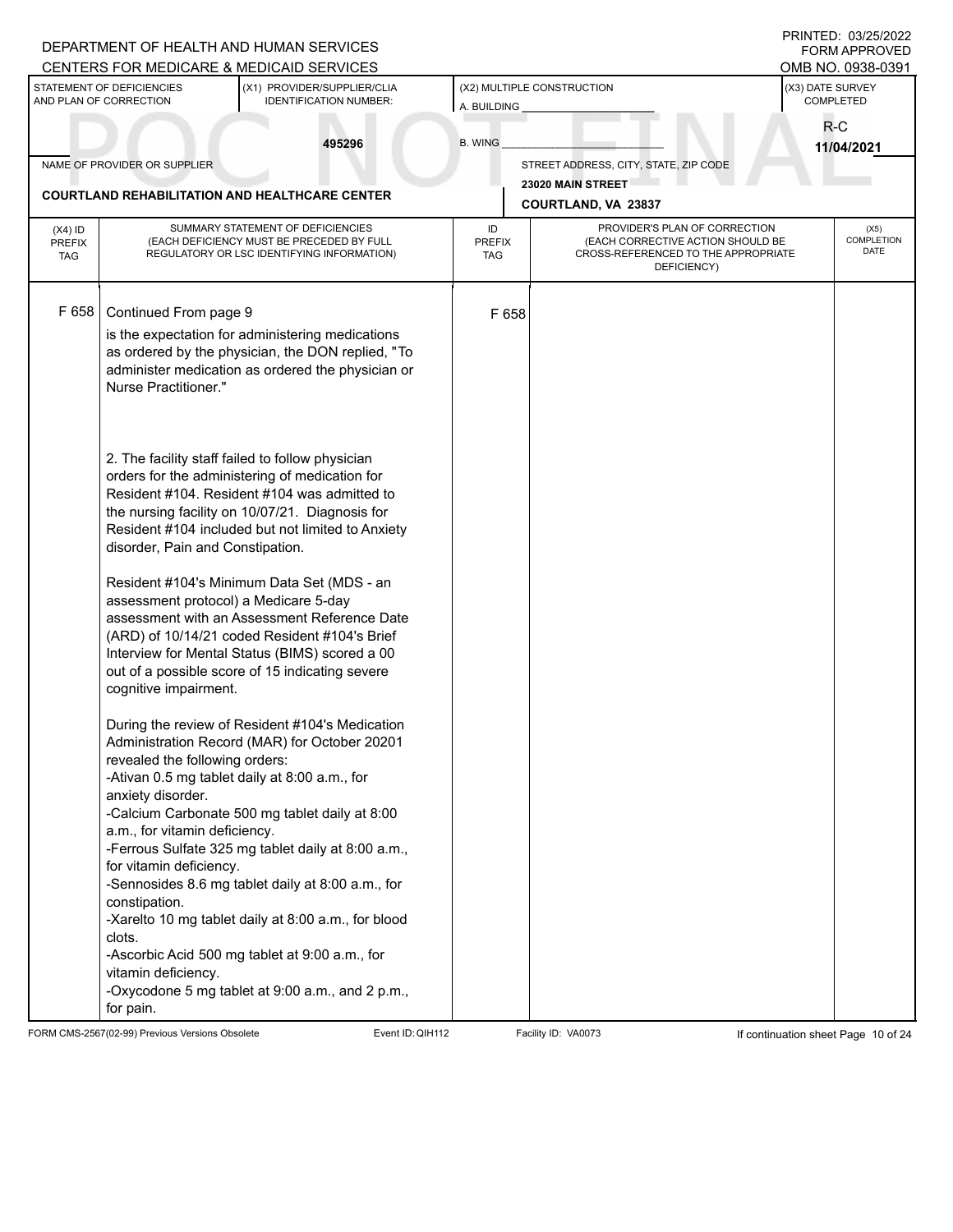DEPARTMENT OF HEALTH AND HUMAN SERVICES
CENTERS FOR MEDICARE & MEDICAID SERVICES

PRINTED: 03/25/2022
FORM APPROVED
OMB NO. 0938-0391

| STATEMENT OF DEFICIENCIES AND PLAN OF CORRECTION | (X1) PROVIDER/SUPPLIER/CLIA IDENTIFICATION NUMBER: | (X2) MULTIPLE CONSTRUCTION | (X3) DATE SURVEY COMPLETED |
|---|---|---|---|
| | 495296 | A. BUILDING ______ B. WING ______ | R-C 11/04/2021 |

| NAME OF PROVIDER OR SUPPLIER | STREET ADDRESS, CITY, STATE, ZIP CODE |
|---|---|
| COURTLAND REHABILITATION AND HEALTHCARE CENTER | 23020 MAIN STREET COURTLAND, VA 23837 |

POC NOT FINAL

| (X4) ID PREFIX TAG | SUMMARY STATEMENT OF DEFICIENCIES (EACH DEFICIENCY MUST BE PRECEDED BY FULL REGULATORY OR LSC IDENTIFYING INFORMATION) | ID PREFIX TAG | PROVIDER'S PLAN OF CORRECTION (EACH CORRECTIVE ACTION SHOULD BE CROSS-REFERENCED TO THE APPROPRIATE DEFICIENCY) | (X5) COMPLETION DATE |
|---|---|---|---|---|
| F 658 | Continued From page 9 | F 658 | | |

is the expectation for administering medications as ordered by the physician, the DON replied, "To administer medication as ordered the physician or Nurse Practitioner."

2. The facility staff failed to follow physician orders for the administering of medication for Resident #104. Resident #104 was admitted to the nursing facility on 10/07/21. Diagnosis for Resident #104 included but not limited to Anxiety disorder, Pain and Constipation.

Resident #104's Minimum Data Set (MDS - an assessment protocol) a Medicare 5-day assessment with an Assessment Reference Date (ARD) of 10/14/21 coded Resident #104's Brief Interview for Mental Status (BIMS) scored a 00 out of a possible score of 15 indicating severe cognitive impairment.

During the review of Resident #104's Medication Administration Record (MAR) for October 20201 revealed the following orders:
-Ativan 0.5 mg tablet daily at 8:00 a.m., for anxiety disorder.
-Calcium Carbonate 500 mg tablet daily at 8:00 a.m., for vitamin deficiency.
-Ferrous Sulfate 325 mg tablet daily at 8:00 a.m., for vitamin deficiency.
-Sennosides 8.6 mg tablet daily at 8:00 a.m., for constipation.
-Xarelto 10 mg tablet daily at 8:00 a.m., for blood clots.
-Ascorbic Acid 500 mg tablet at 9:00 a.m., for vitamin deficiency.
-Oxycodone 5 mg tablet at 9:00 a.m., and 2 p.m., for pain.

FORM CMS-2567(02-99) Previous Versions Obsolete | Event ID: QIH112 | Facility ID: VA0073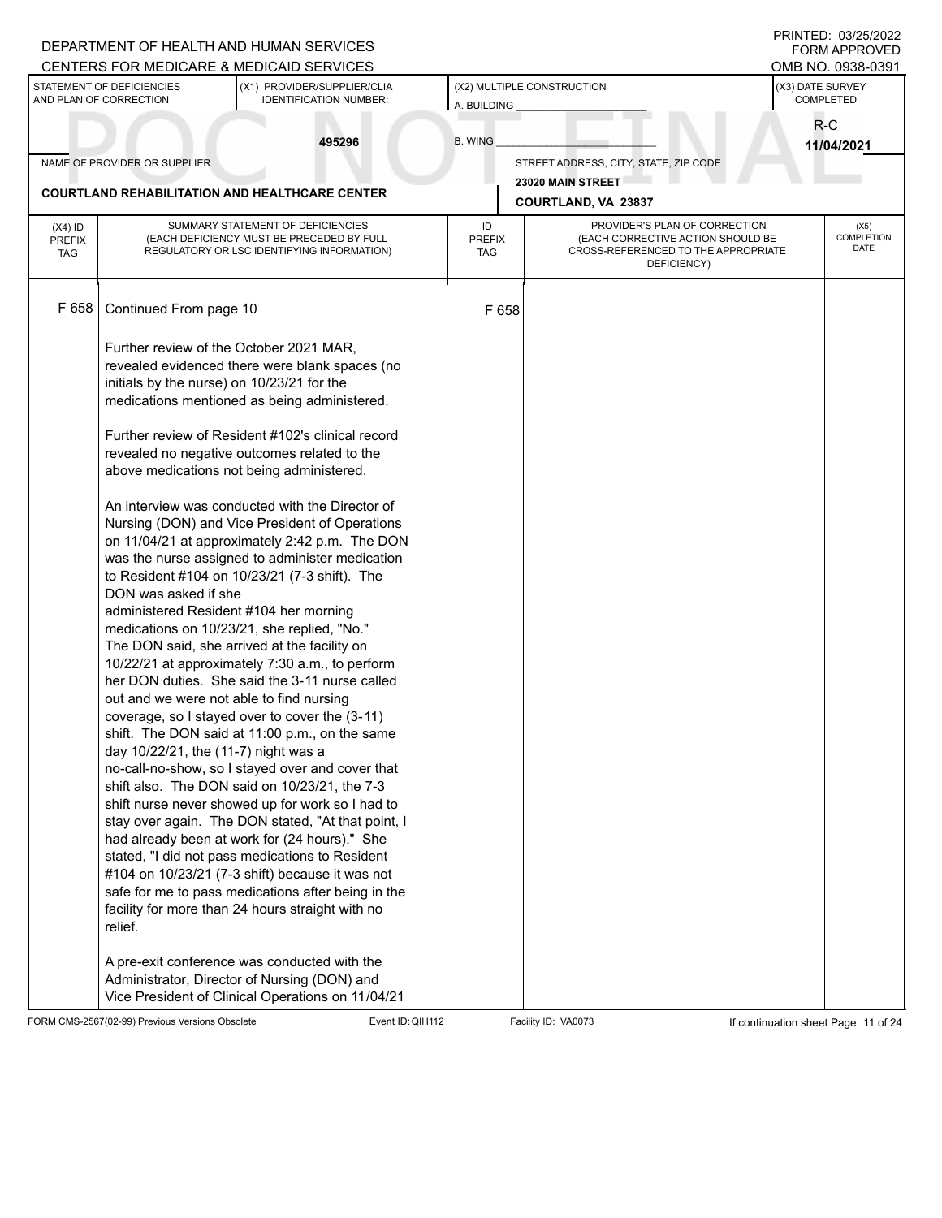DEPARTMENT OF HEALTH AND HUMAN SERVICES
CENTERS FOR MEDICARE & MEDICAID SERVICES

PRINTED: 03/25/2022
FORM APPROVED
OMB NO. 0938-0391

| STATEMENT OF DEFICIENCIES AND PLAN OF CORRECTION | (X1) PROVIDER/SUPPLIER/CLIA IDENTIFICATION NUMBER: | (X2) MULTIPLE CONSTRUCTION | (X3) DATE SURVEY COMPLETED |
|---|---|---|---|
| | 495296 | A. BUILDING ___ B. WING ___ | R-C 11/04/2021 |

NAME OF PROVIDER OR SUPPLIER: COURTLAND REHABILITATION AND HEALTHCARE CENTER

STREET ADDRESS, CITY, STATE, ZIP CODE: 23020 MAIN STREET, COURTLAND, VA 23837

POC NOT FINAL

| (X4) ID PREFIX TAG | SUMMARY STATEMENT OF DEFICIENCIES (EACH DEFICIENCY MUST BE PRECEDED BY FULL REGULATORY OR LSC IDENTIFYING INFORMATION) | ID PREFIX TAG | PROVIDER'S PLAN OF CORRECTION (EACH CORRECTIVE ACTION SHOULD BE CROSS-REFERENCED TO THE APPROPRIATE DEFICIENCY) | (X5) COMPLETION DATE |
|---|---|---|---|---|
| F 658 | Continued From page 10 | F 658 | | |

Further review of the October 2021 MAR, revealed evidenced there were blank spaces (no initials by the nurse) on 10/23/21 for the medications mentioned as being administered.

Further review of Resident #102's clinical record revealed no negative outcomes related to the above medications not being administered.

An interview was conducted with the Director of Nursing (DON) and Vice President of Operations on 11/04/21 at approximately 2:42 p.m. The DON was the nurse assigned to administer medication to Resident #104 on 10/23/21 (7-3 shift). The DON was asked if she administered Resident #104 her morning medications on 10/23/21, she replied, "No." The DON said, she arrived at the facility on 10/22/21 at approximately 7:30 a.m., to perform her DON duties. She said the 3-11 nurse called out and we were not able to find nursing coverage, so I stayed over to cover the (3-11) shift. The DON said at 11:00 p.m., on the same day 10/22/21, the (11-7) night was a no-call-no-show, so I stayed over and cover that shift also. The DON said on 10/23/21, the 7-3 shift nurse never showed up for work so I had to stay over again. The DON stated, "At that point, I had already been at work for (24 hours)." She stated, "I did not pass medications to Resident #104 on 10/23/21 (7-3 shift) because it was not safe for me to pass medications after being in the facility for more than 24 hours straight with no relief.

A pre-exit conference was conducted with the Administrator, Director of Nursing (DON) and Vice President of Clinical Operations on 11/04/21

FORM CMS-2567(02-99) Previous Versions Obsolete | Event ID: QIH112 | Facility ID: VA0073 | If continuation sheet Page 11 of 24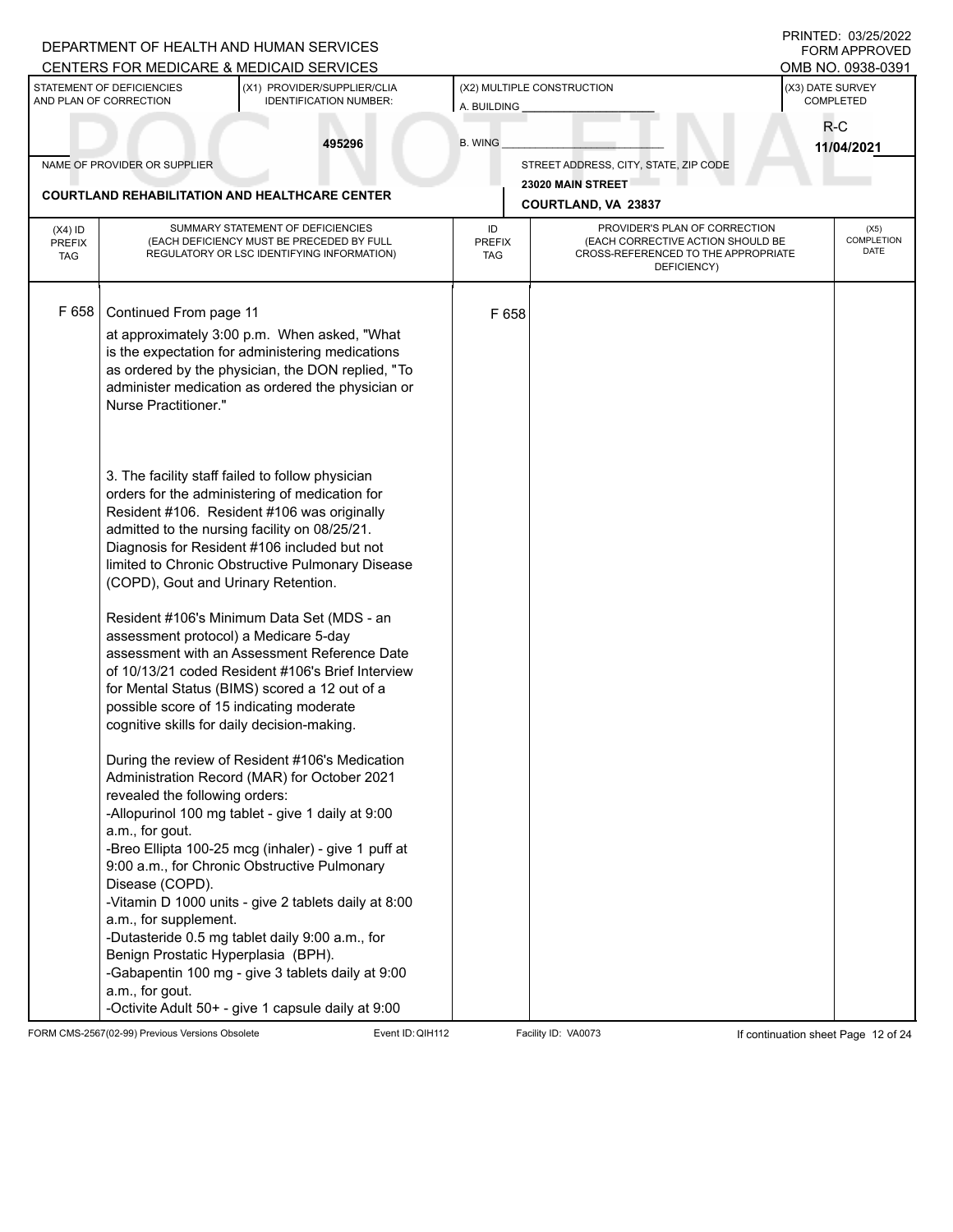DEPARTMENT OF HEALTH AND HUMAN SERVICES
CENTERS FOR MEDICARE & MEDICAID SERVICES

PRINTED: 03/25/2022
FORM APPROVED
OMB NO. 0938-0391

| STATEMENT OF DEFICIENCIES AND PLAN OF CORRECTION | (X1) PROVIDER/SUPPLIER/CLIA IDENTIFICATION NUMBER: | (X2) MULTIPLE CONSTRUCTION | (X3) DATE SURVEY COMPLETED |
|---|---|---|---|
| | 495296 | A. BUILDING ___ B. WING ___ | R-C 11/04/2021 |

NAME OF PROVIDER OR SUPPLIER: **COURTLAND REHABILITATION AND HEALTHCARE CENTER**

STREET ADDRESS, CITY, STATE, ZIP CODE: **23020 MAIN STREET, COURTLAND, VA 23837**

| (X4) ID PREFIX TAG | SUMMARY STATEMENT OF DEFICIENCIES (EACH DEFICIENCY MUST BE PRECEDED BY FULL REGULATORY OR LSC IDENTIFYING INFORMATION) | ID PREFIX TAG | PROVIDER'S PLAN OF CORRECTION (EACH CORRECTIVE ACTION SHOULD BE CROSS-REFERENCED TO THE APPROPRIATE DEFICIENCY) | (X5) COMPLETION DATE |
|---|---|---|---|---|
| F 658 | Continued From page 11 | F 658 | | |

at approximately 3:00 p.m. When asked, "What is the expectation for administering medications as ordered by the physician, the DON replied, "To administer medication as ordered the physician or Nurse Practitioner."

3. The facility staff failed to follow physician orders for the administering of medication for Resident #106. Resident #106 was originally admitted to the nursing facility on 08/25/21. Diagnosis for Resident #106 included but not limited to Chronic Obstructive Pulmonary Disease (COPD), Gout and Urinary Retention.

Resident #106's Minimum Data Set (MDS - an assessment protocol) a Medicare 5-day assessment with an Assessment Reference Date of 10/13/21 coded Resident #106's Brief Interview for Mental Status (BIMS) scored a 12 out of a possible score of 15 indicating moderate cognitive skills for daily decision-making.

During the review of Resident #106's Medication Administration Record (MAR) for October 2021 revealed the following orders:
-Allopurinol 100 mg tablet - give 1 daily at 9:00 a.m., for gout.
-Breo Ellipta 100-25 mcg (inhaler) - give 1 puff at 9:00 a.m., for Chronic Obstructive Pulmonary Disease (COPD).
-Vitamin D 1000 units - give 2 tablets daily at 8:00 a.m., for supplement.
-Dutasteride 0.5 mg tablet daily 9:00 a.m., for Benign Prostatic Hyperplasia (BPH).
-Gabapentin 100 mg - give 3 tablets daily at 9:00 a.m., for gout.
-Octivite Adult 50+ - give 1 capsule daily at 9:00

FORM CMS-2567(02-99) Previous Versions Obsolete | Event ID: QIH112 | Facility ID: VA0073 | If continuation sheet Page 12 of 24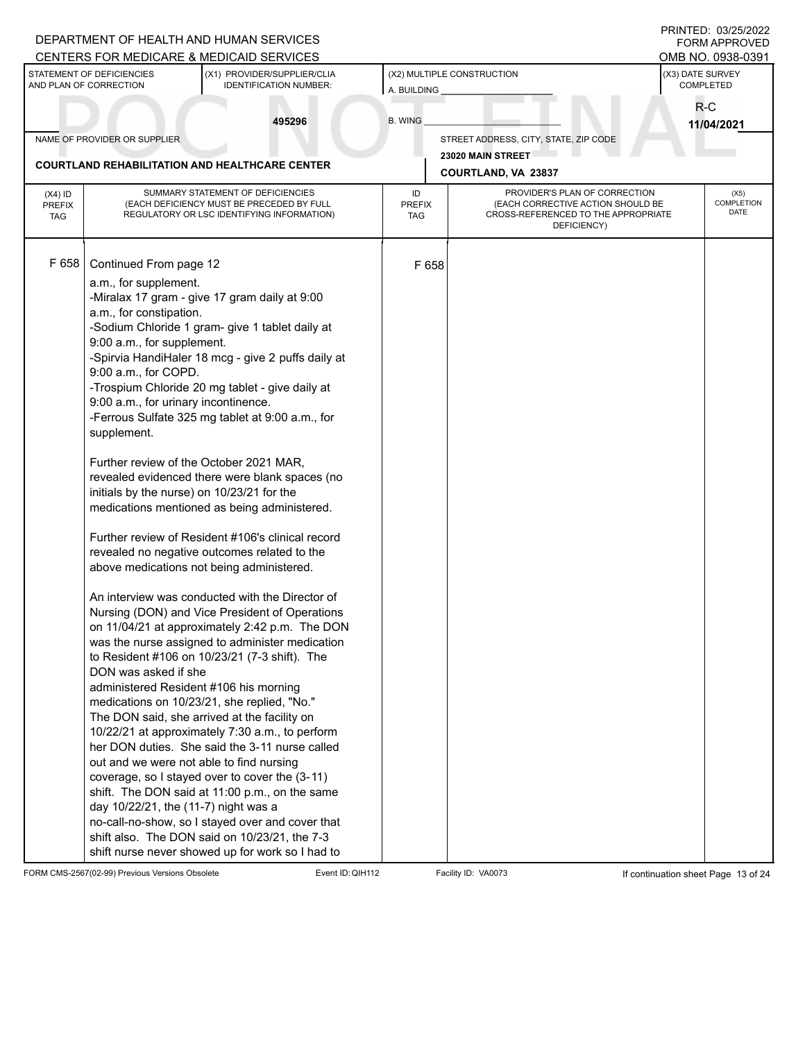DEPARTMENT OF HEALTH AND HUMAN SERVICES
CENTERS FOR MEDICARE & MEDICAID SERVICES

PRINTED: 03/25/2022
FORM APPROVED
OMB NO. 0938-0391

| STATEMENT OF DEFICIENCIES AND PLAN OF CORRECTION | (X1) PROVIDER/SUPPLIER/CLIA IDENTIFICATION NUMBER: | (X2) MULTIPLE CONSTRUCTION | (X3) DATE SURVEY COMPLETED |
|---|---|---|---|
| | 495296 | A. BUILDING ______ B. WING ______ | R-C 11/04/2021 |

| NAME OF PROVIDER OR SUPPLIER | STREET ADDRESS, CITY, STATE, ZIP CODE |
|---|---|
| COURTLAND REHABILITATION AND HEALTHCARE CENTER | 23020 MAIN STREET COURTLAND, VA 23837 |

| (X4) ID PREFIX TAG | SUMMARY STATEMENT OF DEFICIENCIES (EACH DEFICIENCY MUST BE PRECEDED BY FULL REGULATORY OR LSC IDENTIFYING INFORMATION) | ID PREFIX TAG | PROVIDER'S PLAN OF CORRECTION (EACH CORRECTIVE ACTION SHOULD BE CROSS-REFERENCED TO THE APPROPRIATE DEFICIENCY) | (X5) COMPLETION DATE |
|---|---|---|---|---|
| F 658 | Continued From page 12 | F 658 | | |

a.m., for supplement.
-Miralax 17 gram - give 17 gram daily at 9:00 a.m., for constipation.
-Sodium Chloride 1 gram- give 1 tablet daily at 9:00 a.m., for supplement.
-Spirvia HandiHaler 18 mcg - give 2 puffs daily at 9:00 a.m., for COPD.
-Trospium Chloride 20 mg tablet - give daily at 9:00 a.m., for urinary incontinence.
-Ferrous Sulfate 325 mg tablet at 9:00 a.m., for supplement.

Further review of the October 2021 MAR, revealed evidenced there were blank spaces (no initials by the nurse) on 10/23/21 for the medications mentioned as being administered.

Further review of Resident #106's clinical record revealed no negative outcomes related to the above medications not being administered.

An interview was conducted with the Director of Nursing (DON) and Vice President of Operations on 11/04/21 at approximately 2:42 p.m. The DON was the nurse assigned to administer medication to Resident #106 on 10/23/21 (7-3 shift). The DON was asked if she administered Resident #106 his morning medications on 10/23/21, she replied, "No." The DON said, she arrived at the facility on 10/22/21 at approximately 7:30 a.m., to perform her DON duties. She said the 3-11 nurse called out and we were not able to find nursing coverage, so I stayed over to cover the (3-11) shift. The DON said at 11:00 p.m., on the same day 10/22/21, the (11-7) night was a no-call-no-show, so I stayed over and cover that shift also. The DON said on 10/23/21, the 7-3 shift nurse never showed up for work so I had to

FORM CMS-2567(02-99) Previous Versions Obsolete Event ID: QIH112 Facility ID: VA0073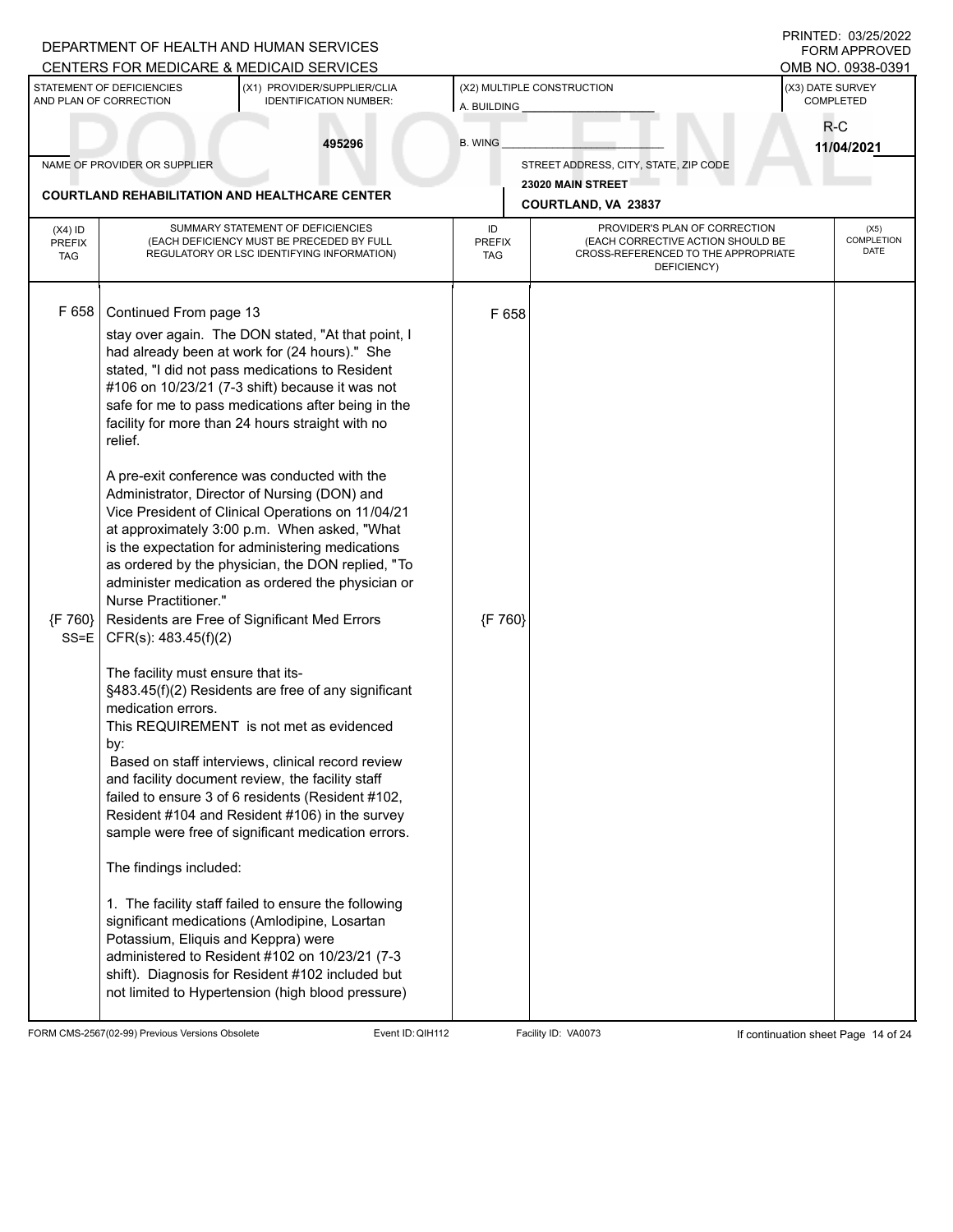DEPARTMENT OF HEALTH AND HUMAN SERVICES
CENTERS FOR MEDICARE & MEDICAID SERVICES

PRINTED: 03/25/2022
FORM APPROVED
OMB NO. 0938-0391

| STATEMENT OF DEFICIENCIES AND PLAN OF CORRECTION | (X1) PROVIDER/SUPPLIER/CLIA IDENTIFICATION NUMBER: | (X2) MULTIPLE CONSTRUCTION | (X3) DATE SURVEY COMPLETED |
|---|---|---|---|
| | 495296 | A. BUILDING ______ B. WING ______ | R-C 11/04/2021 |

NAME OF PROVIDER OR SUPPLIER: **COURTLAND REHABILITATION AND HEALTHCARE CENTER**

STREET ADDRESS, CITY, STATE, ZIP CODE: **23020 MAIN STREET, COURTLAND, VA 23837**

| (X4) ID PREFIX TAG | SUMMARY STATEMENT OF DEFICIENCIES (EACH DEFICIENCY MUST BE PRECEDED BY FULL REGULATORY OR LSC IDENTIFYING INFORMATION) | ID PREFIX TAG | PROVIDER'S PLAN OF CORRECTION (EACH CORRECTIVE ACTION SHOULD BE CROSS-REFERENCED TO THE APPROPRIATE DEFICIENCY) | (X5) COMPLETION DATE |
|---|---|---|---|---|
| F 658 | Continued From page 13<br><br>stay over again. The DON stated, "At that point, I had already been at work for (24 hours)." She stated, "I did not pass medications to Resident #106 on 10/23/21 (7-3 shift) because it was not safe for me to pass medications after being in the facility for more than 24 hours straight with no relief.<br><br>A pre-exit conference was conducted with the Administrator, Director of Nursing (DON) and Vice President of Clinical Operations on 11/04/21 at approximately 3:00 p.m. When asked, "What is the expectation for administering medications as ordered by the physician, the DON replied, "To administer medication as ordered the physician or Nurse Practitioner." | F 658 | | |
| {F 760} SS=E | Residents are Free of Significant Med Errors<br>CFR(s): 483.45(f)(2)<br><br>The facility must ensure that its-<br>§483.45(f)(2) Residents are free of any significant medication errors.<br>This REQUIREMENT is not met as evidenced by:<br>Based on staff interviews, clinical record review and facility document review, the facility staff failed to ensure 3 of 6 residents (Resident #102, Resident #104 and Resident #106) in the survey sample were free of significant medication errors.<br><br>The findings included:<br><br>1. The facility staff failed to ensure the following significant medications (Amlodipine, Losartan Potassium, Eliquis and Keppra) were administered to Resident #102 on 10/23/21 (7-3 shift). Diagnosis for Resident #102 included but not limited to Hypertension (high blood pressure) | {F 760} | | |

FORM CMS-2567(02-99) Previous Versions Obsolete | Event ID: QIH112 | Facility ID: VA0073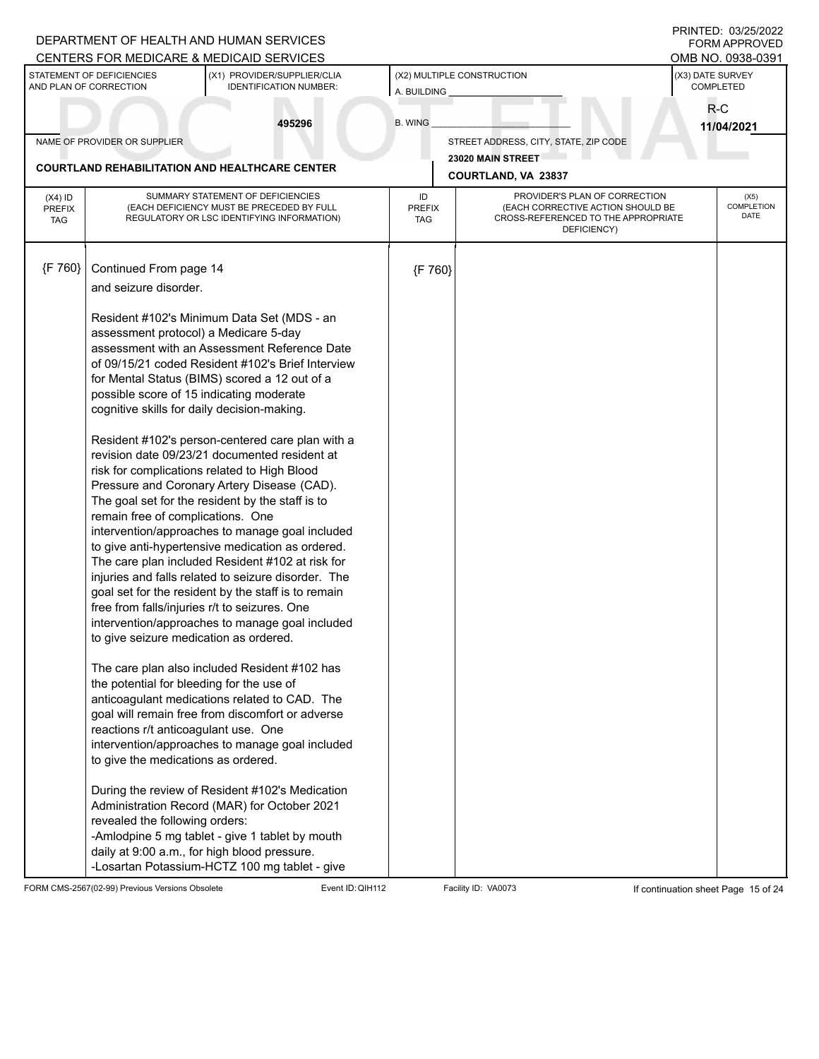DEPARTMENT OF HEALTH AND HUMAN SERVICES
CENTERS FOR MEDICARE & MEDICAID SERVICES

PRINTED: 03/25/2022
FORM APPROVED
OMB NO. 0938-0391

| STATEMENT OF DEFICIENCIES AND PLAN OF CORRECTION | (X1) PROVIDER/SUPPLIER/CLIA IDENTIFICATION NUMBER: | (X2) MULTIPLE CONSTRUCTION | (X3) DATE SURVEY COMPLETED |
|---|---|---|---|
| | 495296 | A. BUILDING ______ B. WING ______ | R-C 11/04/2021 |

NAME OF PROVIDER OR SUPPLIER: **COURTLAND REHABILITATION AND HEALTHCARE CENTER**

STREET ADDRESS, CITY, STATE, ZIP CODE: **23020 MAIN STREET, COURTLAND, VA 23837**

POC NOT FINAL

| (X4) ID PREFIX TAG | SUMMARY STATEMENT OF DEFICIENCIES (EACH DEFICIENCY MUST BE PRECEDED BY FULL REGULATORY OR LSC IDENTIFYING INFORMATION) | ID PREFIX TAG | PROVIDER'S PLAN OF CORRECTION (EACH CORRECTIVE ACTION SHOULD BE CROSS-REFERENCED TO THE APPROPRIATE DEFICIENCY) | (X5) COMPLETION DATE |
|---|---|---|---|---|
| {F 760} | Continued From page 14 | {F 760} | | |

and seizure disorder.

Resident #102's Minimum Data Set (MDS - an assessment protocol) a Medicare 5-day assessment with an Assessment Reference Date of 09/15/21 coded Resident #102's Brief Interview for Mental Status (BIMS) scored a 12 out of a possible score of 15 indicating moderate cognitive skills for daily decision-making.

Resident #102's person-centered care plan with a revision date 09/23/21 documented resident at risk for complications related to High Blood Pressure and Coronary Artery Disease (CAD). The goal set for the resident by the staff is to remain free of complications. One intervention/approaches to manage goal included to give anti-hypertensive medication as ordered. The care plan included Resident #102 at risk for injuries and falls related to seizure disorder. The goal set for the resident by the staff is to remain free from falls/injuries r/t to seizures. One intervention/approaches to manage goal included to give seizure medication as ordered.

The care plan also included Resident #102 has the potential for bleeding for the use of anticoagulant medications related to CAD. The goal will remain free from discomfort or adverse reactions r/t anticoagulant use. One intervention/approaches to manage goal included to give the medications as ordered.

During the review of Resident #102's Medication Administration Record (MAR) for October 2021 revealed the following orders:
-Amlodpine 5 mg tablet - give 1 tablet by mouth daily at 9:00 a.m., for high blood pressure.
-Losartan Potassium-HCTZ 100 mg tablet - give

FORM CMS-2567(02-99) Previous Versions Obsolete | Event ID: QIH112 | Facility ID: VA0073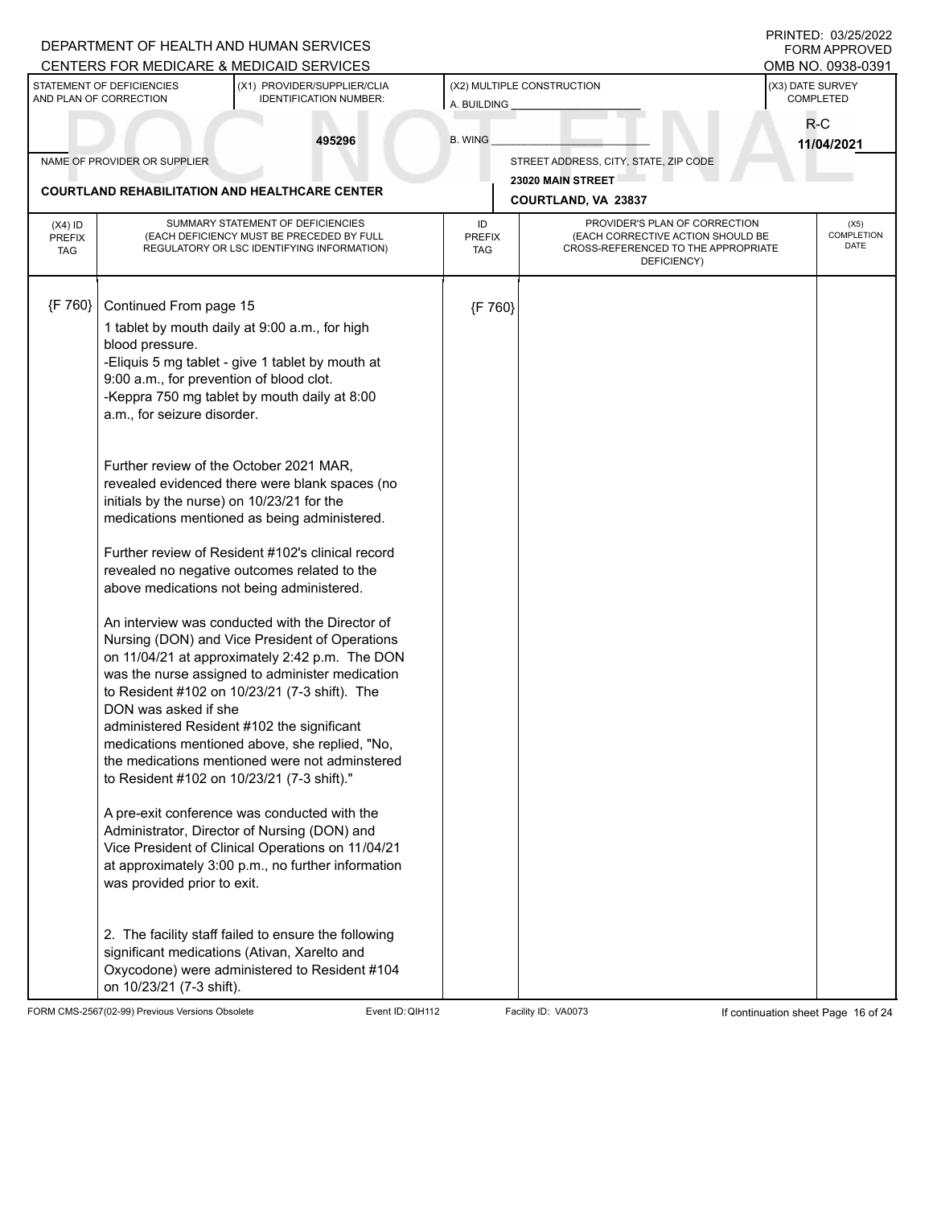DEPARTMENT OF HEALTH AND HUMAN SERVICES
CENTERS FOR MEDICARE & MEDICAID SERVICES

PRINTED: 03/25/2022
FORM APPROVED
OMB NO. 0938-0391

| STATEMENT OF DEFICIENCIES AND PLAN OF CORRECTION | (X1) PROVIDER/SUPPLIER/CLIA IDENTIFICATION NUMBER: | (X2) MULTIPLE CONSTRUCTION | (X3) DATE SURVEY COMPLETED |
|---|---|---|---|
| | 495296 | A. BUILDING ______ B. WING ______ | R-C 11/04/2021 |

| NAME OF PROVIDER OR SUPPLIER | STREET ADDRESS, CITY, STATE, ZIP CODE |
|---|---|
| COURTLAND REHABILITATION AND HEALTHCARE CENTER | 23020 MAIN STREET COURTLAND, VA 23837 |

| (X4) ID PREFIX TAG | SUMMARY STATEMENT OF DEFICIENCIES (EACH DEFICIENCY MUST BE PRECEDED BY FULL REGULATORY OR LSC IDENTIFYING INFORMATION) | ID PREFIX TAG | PROVIDER'S PLAN OF CORRECTION (EACH CORRECTIVE ACTION SHOULD BE CROSS-REFERENCED TO THE APPROPRIATE DEFICIENCY) | (X5) COMPLETION DATE |
|---|---|---|---|---|
| {F 760} | Continued From page 15 | {F 760} | | |

1 tablet by mouth daily at 9:00 a.m., for high blood pressure.
-Eliquis 5 mg tablet - give 1 tablet by mouth at 9:00 a.m., for prevention of blood clot.
-Keppra 750 mg tablet by mouth daily at 8:00 a.m., for seizure disorder.

Further review of the October 2021 MAR, revealed evidenced there were blank spaces (no initials by the nurse) on 10/23/21 for the medications mentioned as being administered.

Further review of Resident #102's clinical record revealed no negative outcomes related to the above medications not being administered.

An interview was conducted with the Director of Nursing (DON) and Vice President of Operations on 11/04/21 at approximately 2:42 p.m. The DON was the nurse assigned to administer medication to Resident #102 on 10/23/21 (7-3 shift). The DON was asked if she administered Resident #102 the significant medications mentioned above, she replied, "No, the medications mentioned were not adminstered to Resident #102 on 10/23/21 (7-3 shift)."

A pre-exit conference was conducted with the Administrator, Director of Nursing (DON) and Vice President of Clinical Operations on 11/04/21 at approximately 3:00 p.m., no further information was provided prior to exit.

2. The facility staff failed to ensure the following significant medications (Ativan, Xarelto and Oxycodone) were administered to Resident #104 on 10/23/21 (7-3 shift).

FORM CMS-2567(02-99) Previous Versions Obsolete Event ID: QIH112 Facility ID: VA0073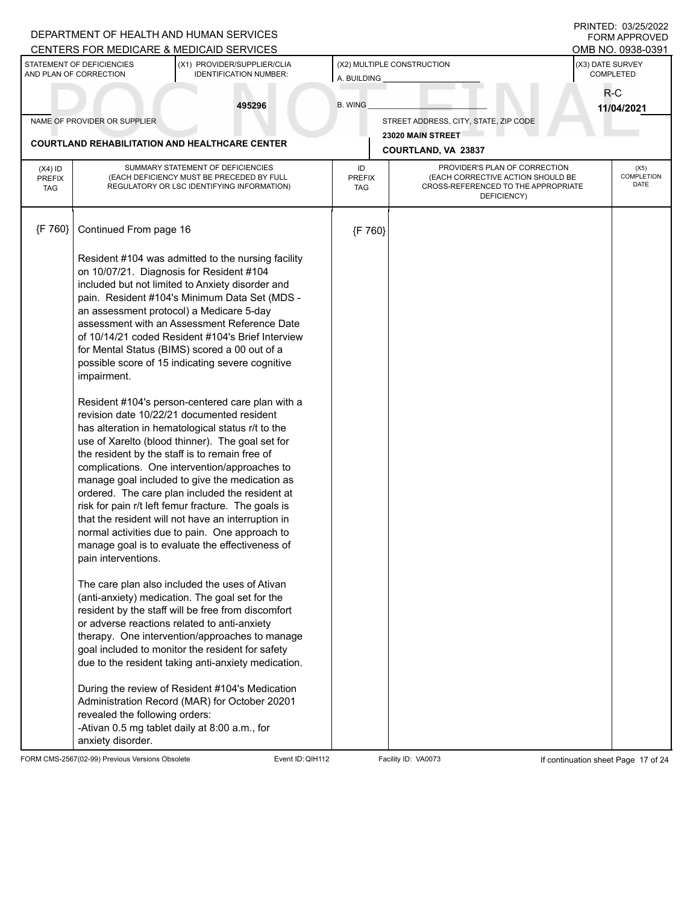DEPARTMENT OF HEALTH AND HUMAN SERVICES
CENTERS FOR MEDICARE & MEDICAID SERVICES

PRINTED: 03/25/2022
FORM APPROVED
OMB NO. 0938-0391

| STATEMENT OF DEFICIENCIES AND PLAN OF CORRECTION | (X1) PROVIDER/SUPPLIER/CLIA IDENTIFICATION NUMBER: | (X2) MULTIPLE CONSTRUCTION | (X3) DATE SURVEY COMPLETED |
|---|---|---|---|
| | 495296 | A. BUILDING ______ B. WING ______ | R-C 11/04/2021 |

NAME OF PROVIDER OR SUPPLIER: **COURTLAND REHABILITATION AND HEALTHCARE CENTER**

STREET ADDRESS, CITY, STATE, ZIP CODE: **23020 MAIN STREET, COURTLAND, VA 23837**

| (X4) ID PREFIX TAG | SUMMARY STATEMENT OF DEFICIENCIES (EACH DEFICIENCY MUST BE PRECEDED BY FULL REGULATORY OR LSC IDENTIFYING INFORMATION) | ID PREFIX TAG | PROVIDER'S PLAN OF CORRECTION (EACH CORRECTIVE ACTION SHOULD BE CROSS-REFERENCED TO THE APPROPRIATE DEFICIENCY) | (X5) COMPLETION DATE |
|---|---|---|---|---|
| {F 760} | Continued From page 16 | {F 760} | | |

Resident #104 was admitted to the nursing facility on 10/07/21. Diagnosis for Resident #104 included but not limited to Anxiety disorder and pain. Resident #104's Minimum Data Set (MDS - an assessment protocol) a Medicare 5-day assessment with an Assessment Reference Date of 10/14/21 coded Resident #104's Brief Interview for Mental Status (BIMS) scored a 00 out of a possible score of 15 indicating severe cognitive impairment.

Resident #104's person-centered care plan with a revision date 10/22/21 documented resident has alteration in hematological status r/t to the use of Xarelto (blood thinner). The goal set for the resident by the staff is to remain free of complications. One intervention/approaches to manage goal included to give the medication as ordered. The care plan included the resident at risk for pain r/t left femur fracture. The goals is that the resident will not have an interruption in normal activities due to pain. One approach to manage goal is to evaluate the effectiveness of pain interventions.

The care plan also included the uses of Ativan (anti-anxiety) medication. The goal set for the resident by the staff will be free from discomfort or adverse reactions related to anti-anxiety therapy. One intervention/approaches to manage goal included to monitor the resident for safety due to the resident taking anti-anxiety medication.

During the review of Resident #104's Medication Administration Record (MAR) for October 20201 revealed the following orders:
-Ativan 0.5 mg tablet daily at 8:00 a.m., for anxiety disorder.

FORM CMS-2567(02-99) Previous Versions Obsolete | Event ID: QIH112 | Facility ID: VA0073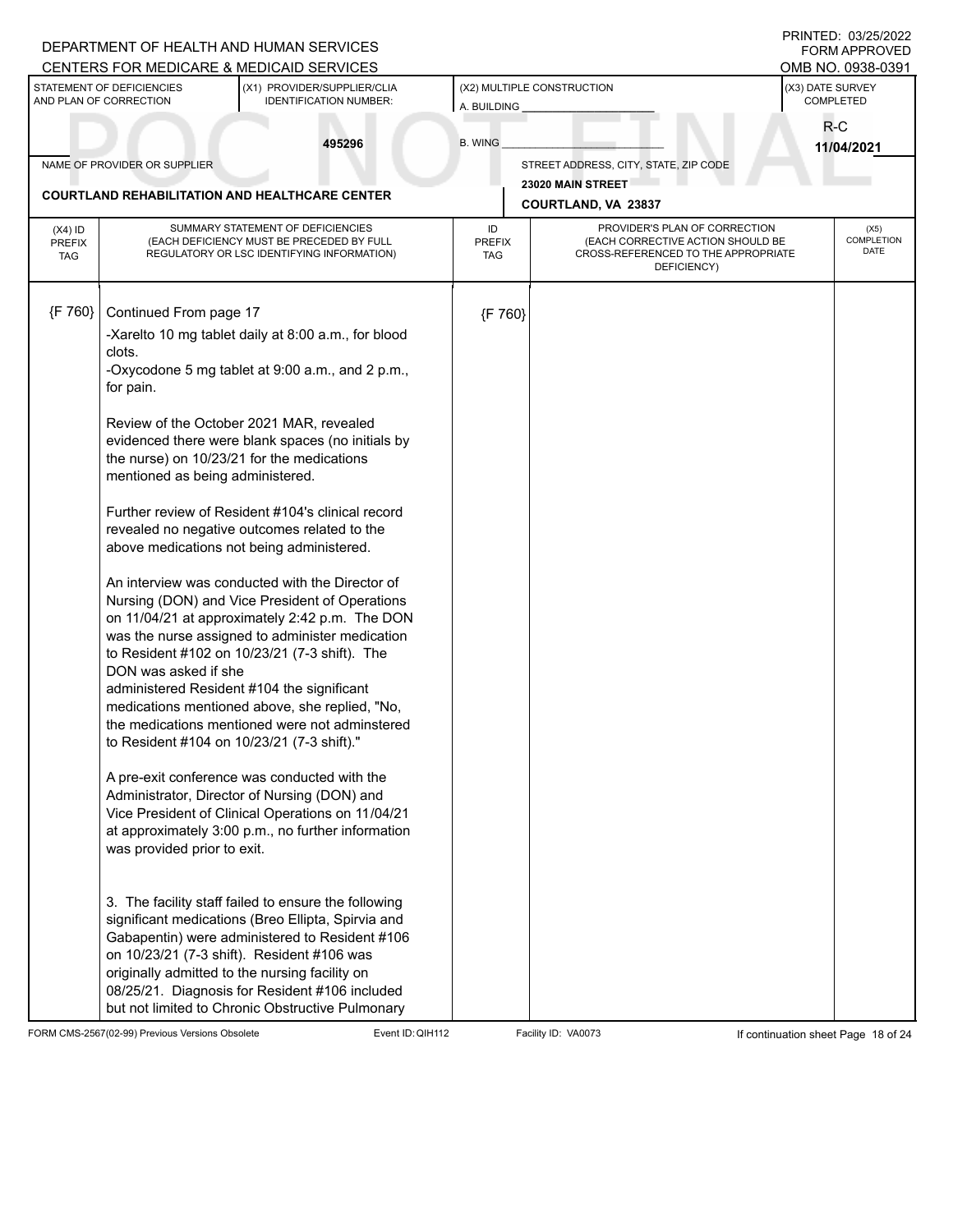DEPARTMENT OF HEALTH AND HUMAN SERVICES
CENTERS FOR MEDICARE & MEDICAID SERVICES

PRINTED: 03/25/2022
FORM APPROVED
OMB NO. 0938-0391

| STATEMENT OF DEFICIENCIES AND PLAN OF CORRECTION | (X1) PROVIDER/SUPPLIER/CLIA IDENTIFICATION NUMBER: | (X2) MULTIPLE CONSTRUCTION | (X3) DATE SURVEY COMPLETED |
|---|---|---|---|
| | 495296 | A. BUILDING ______ B. WING ______ | R-C 11/04/2021 |

NAME OF PROVIDER OR SUPPLIER: COURTLAND REHABILITATION AND HEALTHCARE CENTER

STREET ADDRESS, CITY, STATE, ZIP CODE: 23020 MAIN STREET, COURTLAND, VA 23837

| (X4) ID PREFIX TAG | SUMMARY STATEMENT OF DEFICIENCIES (EACH DEFICIENCY MUST BE PRECEDED BY FULL REGULATORY OR LSC IDENTIFYING INFORMATION) | ID PREFIX TAG | PROVIDER'S PLAN OF CORRECTION (EACH CORRECTIVE ACTION SHOULD BE CROSS-REFERENCED TO THE APPROPRIATE DEFICIENCY) | (X5) COMPLETION DATE |
|---|---|---|---|---|
| {F 760} | Continued From page 17 | {F 760} | | |

-Xarelto 10 mg tablet daily at 8:00 a.m., for blood clots.
-Oxycodone 5 mg tablet at 9:00 a.m., and 2 p.m., for pain.

Review of the October 2021 MAR, revealed evidenced there were blank spaces (no initials by the nurse) on 10/23/21 for the medications mentioned as being administered.

Further review of Resident #104's clinical record revealed no negative outcomes related to the above medications not being administered.

An interview was conducted with the Director of Nursing (DON) and Vice President of Operations on 11/04/21 at approximately 2:42 p.m. The DON was the nurse assigned to administer medication to Resident #102 on 10/23/21 (7-3 shift). The DON was asked if she administered Resident #104 the significant medications mentioned above, she replied, "No, the medications mentioned were not adminstered to Resident #104 on 10/23/21 (7-3 shift)."

A pre-exit conference was conducted with the Administrator, Director of Nursing (DON) and Vice President of Clinical Operations on 11/04/21 at approximately 3:00 p.m., no further information was provided prior to exit.

3. The facility staff failed to ensure the following significant medications (Breo Ellipta, Spirvia and Gabapentin) were administered to Resident #106 on 10/23/21 (7-3 shift). Resident #106 was originally admitted to the nursing facility on 08/25/21. Diagnosis for Resident #106 included but not limited to Chronic Obstructive Pulmonary

FORM CMS-2567(02-99) Previous Versions Obsolete — Event ID: QIH112 — Facility ID: VA0073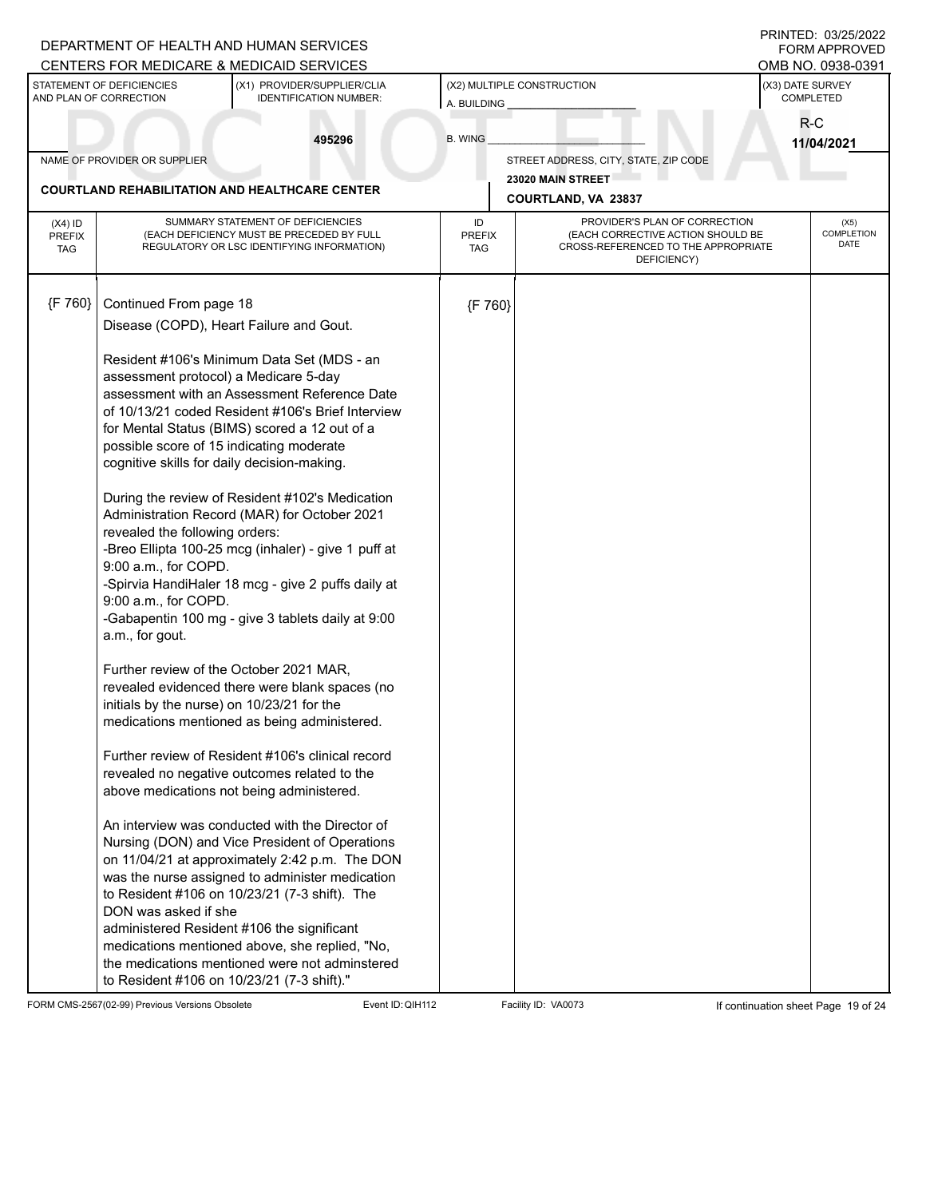DEPARTMENT OF HEALTH AND HUMAN SERVICES
CENTERS FOR MEDICARE & MEDICAID SERVICES

PRINTED: 03/25/2022
FORM APPROVED
OMB NO. 0938-0391

| STATEMENT OF DEFICIENCIES AND PLAN OF CORRECTION | (X1) PROVIDER/SUPPLIER/CLIA IDENTIFICATION NUMBER: | (X2) MULTIPLE CONSTRUCTION | (X3) DATE SURVEY COMPLETED |
|---|---|---|---|
| | 495296 | A. BUILDING ______ B. WING ______ | R-C 11/04/2021 |

NAME OF PROVIDER OR SUPPLIER: COURTLAND REHABILITATION AND HEALTHCARE CENTER

STREET ADDRESS, CITY, STATE, ZIP CODE: 23020 MAIN STREET, COURTLAND, VA 23837

| (X4) ID PREFIX TAG | SUMMARY STATEMENT OF DEFICIENCIES (EACH DEFICIENCY MUST BE PRECEDED BY FULL REGULATORY OR LSC IDENTIFYING INFORMATION) | ID PREFIX TAG | PROVIDER'S PLAN OF CORRECTION (EACH CORRECTIVE ACTION SHOULD BE CROSS-REFERENCED TO THE APPROPRIATE DEFICIENCY) | (X5) COMPLETION DATE |
|---|---|---|---|---|
| {F 760} | Continued From page 18<br>Disease (COPD), Heart Failure and Gout.<br><br>Resident #106's Minimum Data Set (MDS - an assessment protocol) a Medicare 5-day assessment with an Assessment Reference Date of 10/13/21 coded Resident #106's Brief Interview for Mental Status (BIMS) scored a 12 out of a possible score of 15 indicating moderate cognitive skills for daily decision-making.<br><br>During the review of Resident #102's Medication Administration Record (MAR) for October 2021 revealed the following orders:<br>-Breo Ellipta 100-25 mcg (inhaler) - give 1 puff at 9:00 a.m., for COPD.<br>-Spirvia HandiHaler 18 mcg - give 2 puffs daily at 9:00 a.m., for COPD.<br>-Gabapentin 100 mg - give 3 tablets daily at 9:00 a.m., for gout.<br><br>Further review of the October 2021 MAR, revealed evidenced there were blank spaces (no initials by the nurse) on 10/23/21 for the medications mentioned as being administered.<br><br>Further review of Resident #106's clinical record revealed no negative outcomes related to the above medications not being administered.<br><br>An interview was conducted with the Director of Nursing (DON) and Vice President of Operations on 11/04/21 at approximately 2:42 p.m. The DON was the nurse assigned to administer medication to Resident #106 on 10/23/21 (7-3 shift). The DON was asked if she administered Resident #106 the significant medications mentioned above, she replied, "No, the medications mentioned were not adminstered to Resident #106 on 10/23/21 (7-3 shift)." | {F 760} | | |

FORM CMS-2567(02-99) Previous Versions Obsolete | Event ID: QIH112 | Facility ID: VA0073 | If continuation sheet Page 19 of 24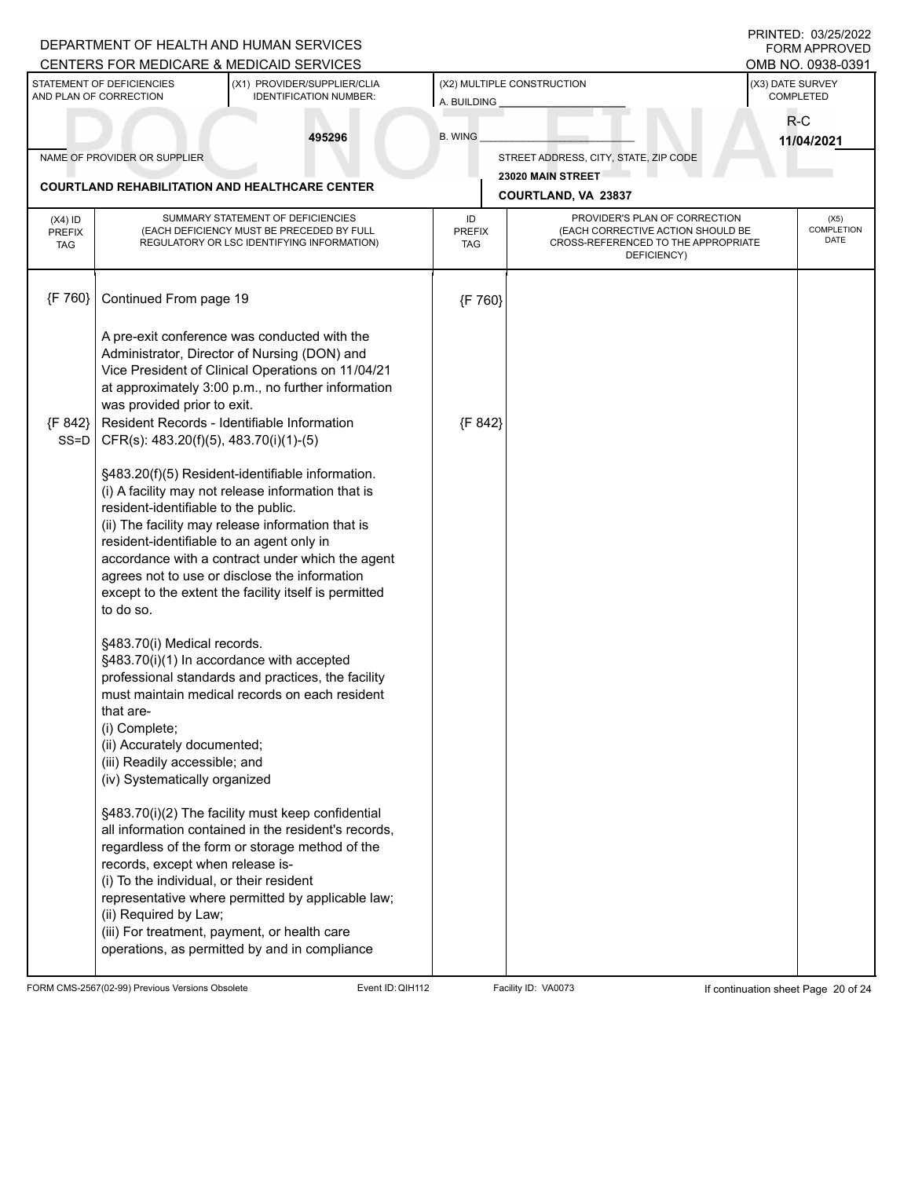DEPARTMENT OF HEALTH AND HUMAN SERVICES
CENTERS FOR MEDICARE & MEDICAID SERVICES

PRINTED: 03/25/2022
FORM APPROVED
OMB NO. 0938-0391

| STATEMENT OF DEFICIENCIES AND PLAN OF CORRECTION | (X1) PROVIDER/SUPPLIER/CLIA IDENTIFICATION NUMBER: | (X2) MULTIPLE CONSTRUCTION | (X3) DATE SURVEY COMPLETED |
|---|---|---|---|
| | 495296 | A. BUILDING ______ B. WING ______ | R-C 11/04/2021 |

| NAME OF PROVIDER OR SUPPLIER | STREET ADDRESS, CITY, STATE, ZIP CODE |
|---|---|
| COURTLAND REHABILITATION AND HEALTHCARE CENTER | 23020 MAIN STREET COURTLAND, VA 23837 |

| (X4) ID PREFIX TAG | SUMMARY STATEMENT OF DEFICIENCIES (EACH DEFICIENCY MUST BE PRECEDED BY FULL REGULATORY OR LSC IDENTIFYING INFORMATION) | ID PREFIX TAG | PROVIDER'S PLAN OF CORRECTION (EACH CORRECTIVE ACTION SHOULD BE CROSS-REFERENCED TO THE APPROPRIATE DEFICIENCY) | (X5) COMPLETION DATE |
|---|---|---|---|---|
| {F 760} | Continued From page 19<br><br>A pre-exit conference was conducted with the Administrator, Director of Nursing (DON) and Vice President of Clinical Operations on 11/04/21 at approximately 3:00 p.m., no further information was provided prior to exit. | {F 760} | | |
| {F 842} SS=D | Resident Records - Identifiable Information<br>CFR(s): 483.20(f)(5), 483.70(i)(1)-(5)<br><br>§483.20(f)(5) Resident-identifiable information.<br>(i) A facility may not release information that is resident-identifiable to the public.<br>(ii) The facility may release information that is resident-identifiable to an agent only in accordance with a contract under which the agent agrees not to use or disclose the information except to the extent the facility itself is permitted to do so.<br><br>§483.70(i) Medical records.<br>§483.70(i)(1) In accordance with accepted professional standards and practices, the facility must maintain medical records on each resident that are-<br>(i) Complete;<br>(ii) Accurately documented;<br>(iii) Readily accessible; and<br>(iv) Systematically organized<br><br>§483.70(i)(2) The facility must keep confidential all information contained in the resident's records, regardless of the form or storage method of the records, except when release is-<br>(i) To the individual, or their resident representative where permitted by applicable law;<br>(ii) Required by Law;<br>(iii) For treatment, payment, or health care operations, as permitted by and in compliance | {F 842} | | |

FORM CMS-2567(02-99) Previous Versions Obsolete | Event ID: QIH112 | Facility ID: VA0073 | If continuation sheet Page 20 of 24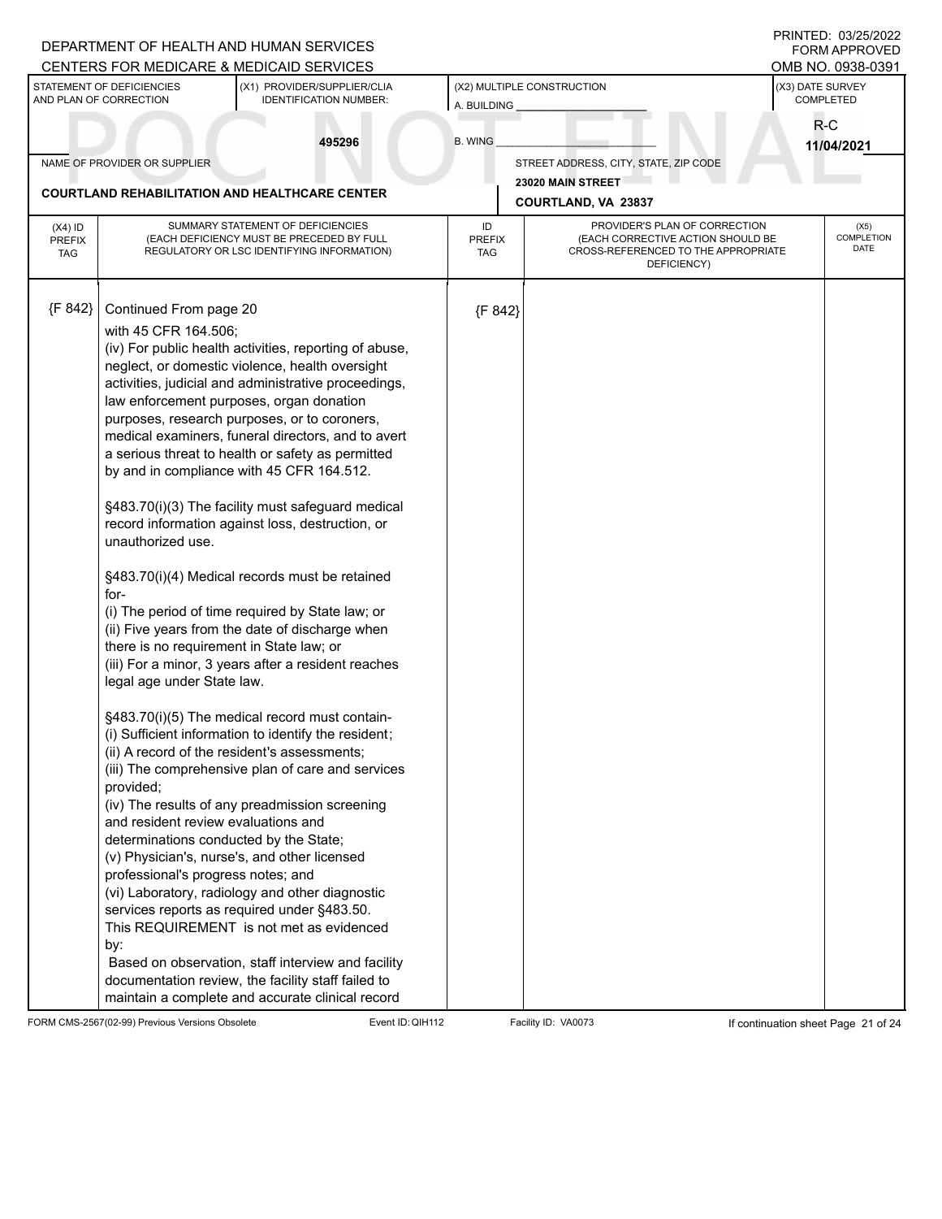DEPARTMENT OF HEALTH AND HUMAN SERVICES
CENTERS FOR MEDICARE & MEDICAID SERVICES

PRINTED: 03/25/2022
FORM APPROVED
OMB NO. 0938-0391

| STATEMENT OF DEFICIENCIES AND PLAN OF CORRECTION | (X1) PROVIDER/SUPPLIER/CLIA IDENTIFICATION NUMBER: | (X2) MULTIPLE CONSTRUCTION | (X3) DATE SURVEY COMPLETED |
|---|---|---|---|
| | 495296 | A. BUILDING ______ B. WING ______ | R-C 11/04/2021 |

NAME OF PROVIDER OR SUPPLIER: **COURTLAND REHABILITATION AND HEALTHCARE CENTER**

STREET ADDRESS, CITY, STATE, ZIP CODE: **23020 MAIN STREET, COURTLAND, VA 23837**

| (X4) ID PREFIX TAG | SUMMARY STATEMENT OF DEFICIENCIES (EACH DEFICIENCY MUST BE PRECEDED BY FULL REGULATORY OR LSC IDENTIFYING INFORMATION) | ID PREFIX TAG | PROVIDER'S PLAN OF CORRECTION (EACH CORRECTIVE ACTION SHOULD BE CROSS-REFERENCED TO THE APPROPRIATE DEFICIENCY) | (X5) COMPLETION DATE |
|---|---|---|---|---|
| {F 842} | Continued From page 20 | {F 842} | | |

with 45 CFR 164.506;
(iv) For public health activities, reporting of abuse, neglect, or domestic violence, health oversight activities, judicial and administrative proceedings, law enforcement purposes, organ donation purposes, research purposes, or to coroners, medical examiners, funeral directors, and to avert a serious threat to health or safety as permitted by and in compliance with 45 CFR 164.512.

§483.70(i)(3) The facility must safeguard medical record information against loss, destruction, or unauthorized use.

§483.70(i)(4) Medical records must be retained for-
(i) The period of time required by State law; or
(ii) Five years from the date of discharge when there is no requirement in State law; or
(iii) For a minor, 3 years after a resident reaches legal age under State law.

§483.70(i)(5) The medical record must contain-
(i) Sufficient information to identify the resident;
(ii) A record of the resident's assessments;
(iii) The comprehensive plan of care and services provided;
(iv) The results of any preadmission screening and resident review evaluations and determinations conducted by the State;
(v) Physician's, nurse's, and other licensed professional's progress notes; and
(vi) Laboratory, radiology and other diagnostic services reports as required under §483.50.
This REQUIREMENT is not met as evidenced by:
Based on observation, staff interview and facility documentation review, the facility staff failed to maintain a complete and accurate clinical record

FORM CMS-2567(02-99) Previous Versions Obsolete | Event ID: QIH112 | Facility ID: VA0073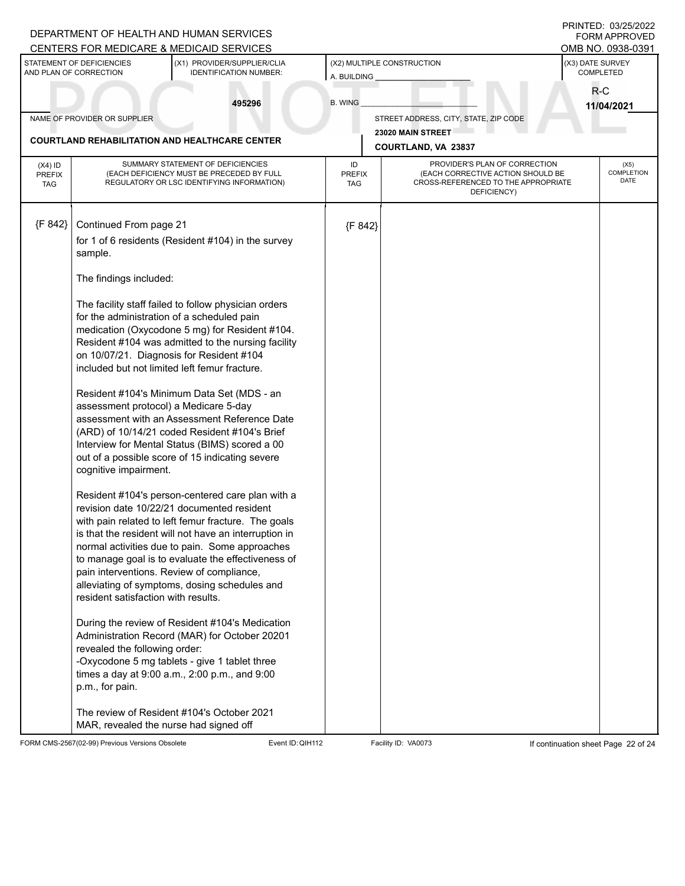DEPARTMENT OF HEALTH AND HUMAN SERVICES
CENTERS FOR MEDICARE & MEDICAID SERVICES

PRINTED: 03/25/2022
FORM APPROVED
OMB NO. 0938-0391

| STATEMENT OF DEFICIENCIES AND PLAN OF CORRECTION | (X1) PROVIDER/SUPPLIER/CLIA IDENTIFICATION NUMBER: | (X2) MULTIPLE CONSTRUCTION | (X3) DATE SURVEY COMPLETED |
|---|---|---|---|
| | 495296 | A. BUILDING ______ B. WING ______ | R-C 11/04/2021 |

| NAME OF PROVIDER OR SUPPLIER | STREET ADDRESS, CITY, STATE, ZIP CODE |
|---|---|
| COURTLAND REHABILITATION AND HEALTHCARE CENTER | 23020 MAIN STREET COURTLAND, VA 23837 |

| (X4) ID PREFIX TAG | SUMMARY STATEMENT OF DEFICIENCIES (EACH DEFICIENCY MUST BE PRECEDED BY FULL REGULATORY OR LSC IDENTIFYING INFORMATION) | ID PREFIX TAG | PROVIDER'S PLAN OF CORRECTION (EACH CORRECTIVE ACTION SHOULD BE CROSS-REFERENCED TO THE APPROPRIATE DEFICIENCY) | (X5) COMPLETION DATE |
|---|---|---|---|---|
| {F 842} | Continued From page 21 | {F 842} | | |

for 1 of 6 residents (Resident #104) in the survey sample.

The findings included:

The facility staff failed to follow physician orders for the administration of a scheduled pain medication (Oxycodone 5 mg) for Resident #104. Resident #104 was admitted to the nursing facility on 10/07/21. Diagnosis for Resident #104 included but not limited left femur fracture.

Resident #104's Minimum Data Set (MDS - an assessment protocol) a Medicare 5-day assessment with an Assessment Reference Date (ARD) of 10/14/21 coded Resident #104's Brief Interview for Mental Status (BIMS) scored a 00 out of a possible score of 15 indicating severe cognitive impairment.

Resident #104's person-centered care plan with a revision date 10/22/21 documented resident with pain related to left femur fracture. The goals is that the resident will not have an interruption in normal activities due to pain. Some approaches to manage goal is to evaluate the effectiveness of pain interventions. Review of compliance, alleviating of symptoms, dosing schedules and resident satisfaction with results.

During the review of Resident #104's Medication Administration Record (MAR) for October 20201 revealed the following order:
-Oxycodone 5 mg tablets - give 1 tablet three times a day at 9:00 a.m., 2:00 p.m., and 9:00 p.m., for pain.

The review of Resident #104's October 2021 MAR, revealed the nurse had signed off

FORM CMS-2567(02-99) Previous Versions Obsolete Event ID: QIH112 Facility ID: VA0073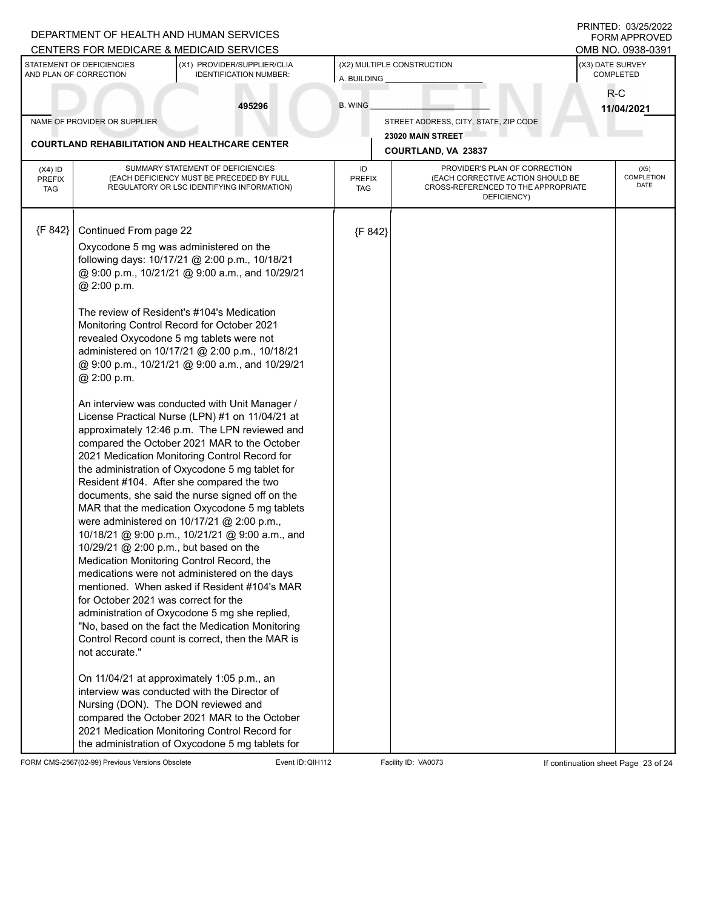DEPARTMENT OF HEALTH AND HUMAN SERVICES
CENTERS FOR MEDICARE & MEDICAID SERVICES

PRINTED: 03/25/2022
FORM APPROVED
OMB NO. 0938-0391

| STATEMENT OF DEFICIENCIES AND PLAN OF CORRECTION | (X1) PROVIDER/SUPPLIER/CLIA IDENTIFICATION NUMBER: | (X2) MULTIPLE CONSTRUCTION | (X3) DATE SURVEY COMPLETED |
|---|---|---|---|
| | 495296 | A. BUILDING ___ B. WING ___ | R-C 11/04/2021 |

| NAME OF PROVIDER OR SUPPLIER | STREET ADDRESS, CITY, STATE, ZIP CODE |
|---|---|
| COURTLAND REHABILITATION AND HEALTHCARE CENTER | 23020 MAIN STREET COURTLAND, VA 23837 |

| (X4) ID PREFIX TAG | SUMMARY STATEMENT OF DEFICIENCIES (EACH DEFICIENCY MUST BE PRECEDED BY FULL REGULATORY OR LSC IDENTIFYING INFORMATION) | ID PREFIX TAG | PROVIDER'S PLAN OF CORRECTION (EACH CORRECTIVE ACTION SHOULD BE CROSS-REFERENCED TO THE APPROPRIATE DEFICIENCY) | (X5) COMPLETION DATE |
|---|---|---|---|---|
| {F 842} | Continued From page 22<br><br>Oxycodone 5 mg was administered on the following days: 10/17/21 @ 2:00 p.m., 10/18/21 @ 9:00 p.m., 10/21/21 @ 9:00 a.m., and 10/29/21 @ 2:00 p.m.<br><br>The review of Resident's #104's Medication Monitoring Control Record for October 2021 revealed Oxycodone 5 mg tablets were not administered on 10/17/21 @ 2:00 p.m., 10/18/21 @ 9:00 p.m., 10/21/21 @ 9:00 a.m., and 10/29/21 @ 2:00 p.m.<br><br>An interview was conducted with Unit Manager / License Practical Nurse (LPN) #1 on 11/04/21 at approximately 12:46 p.m. The LPN reviewed and compared the October 2021 MAR to the October 2021 Medication Monitoring Control Record for the administration of Oxycodone 5 mg tablet for Resident #104. After she compared the two documents, she said the nurse signed off on the MAR that the medication Oxycodone 5 mg tablets were administered on 10/17/21 @ 2:00 p.m., 10/18/21 @ 9:00 p.m., 10/21/21 @ 9:00 a.m., and 10/29/21 @ 2:00 p.m., but based on the Medication Monitoring Control Record, the medications were not administered on the days mentioned. When asked if Resident #104's MAR for October 2021 was correct for the administration of Oxycodone 5 mg she replied, "No, based on the fact the Medication Monitoring Control Record count is correct, then the MAR is not accurate."<br><br>On 11/04/21 at approximately 1:05 p.m., an interview was conducted with the Director of Nursing (DON). The DON reviewed and compared the October 2021 MAR to the October 2021 Medication Monitoring Control Record for the administration of Oxycodone 5 mg tablets for | {F 842} | | |

FORM CMS-2567(02-99) Previous Versions Obsolete — Event ID: QIH112 — Facility ID: VA0073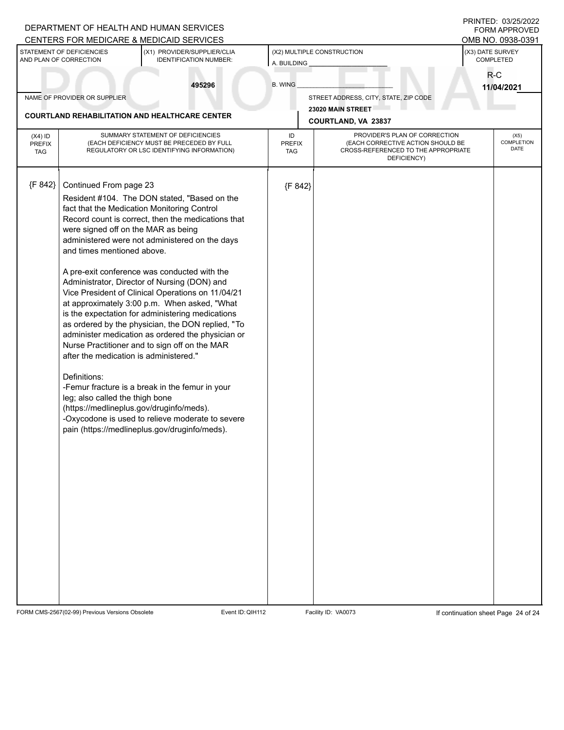DEPARTMENT OF HEALTH AND HUMAN SERVICES
CENTERS FOR MEDICARE & MEDICAID SERVICES

PRINTED: 03/25/2022
FORM APPROVED
OMB NO. 0938-0391

| STATEMENT OF DEFICIENCIES AND PLAN OF CORRECTION | (X1) PROVIDER/SUPPLIER/CLIA IDENTIFICATION NUMBER: | (X2) MULTIPLE CONSTRUCTION | (X3) DATE SURVEY COMPLETED |
|---|---|---|---|
| | 495296 | A. BUILDING ______ B. WING ______ | R-C 11/04/2021 |

NAME OF PROVIDER OR SUPPLIER: **COURTLAND REHABILITATION AND HEALTHCARE CENTER**

STREET ADDRESS, CITY, STATE, ZIP CODE: **23020 MAIN STREET, COURTLAND, VA 23837**

POC NOT FINAL

| (X4) ID PREFIX TAG | SUMMARY STATEMENT OF DEFICIENCIES (EACH DEFICIENCY MUST BE PRECEDED BY FULL REGULATORY OR LSC IDENTIFYING INFORMATION) | ID PREFIX TAG | PROVIDER'S PLAN OF CORRECTION (EACH CORRECTIVE ACTION SHOULD BE CROSS-REFERENCED TO THE APPROPRIATE DEFICIENCY) | (X5) COMPLETION DATE |
|---|---|---|---|---|
| {F 842} | Continued From page 23<br>Resident #104. The DON stated, "Based on the fact that the Medication Monitoring Control Record count is correct, then the medications that were signed off on the MAR as being administered were not administered on the days and times mentioned above.<br><br>A pre-exit conference was conducted with the Administrator, Director of Nursing (DON) and Vice President of Clinical Operations on 11/04/21 at approximately 3:00 p.m. When asked, "What is the expectation for administering medications as ordered by the physician, the DON replied, "To administer medication as ordered the physician or Nurse Practitioner and to sign off on the MAR after the medication is administered."<br><br>Definitions:<br>-Femur fracture is a break in the femur in your leg; also called the thigh bone (https://medlineplus.gov/druginfo/meds).<br>-Oxycodone is used to relieve moderate to severe pain (https://medlineplus.gov/druginfo/meds). | {F 842} | | |

FORM CMS-2567(02-99) Previous Versions Obsolete | Event ID: QIH112 | Facility ID: VA0073